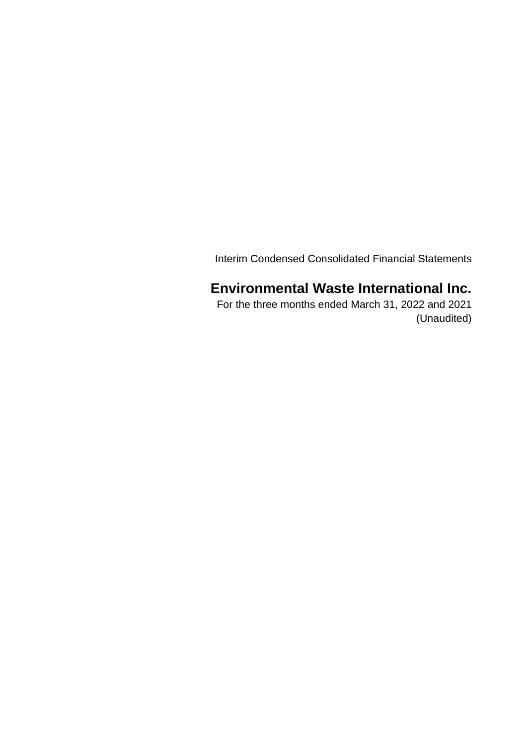Interim Condensed Consolidated Financial Statements

# Environmental Waste International Inc.

For the three months ended March 31, 2022 and 2021

(Unaudited)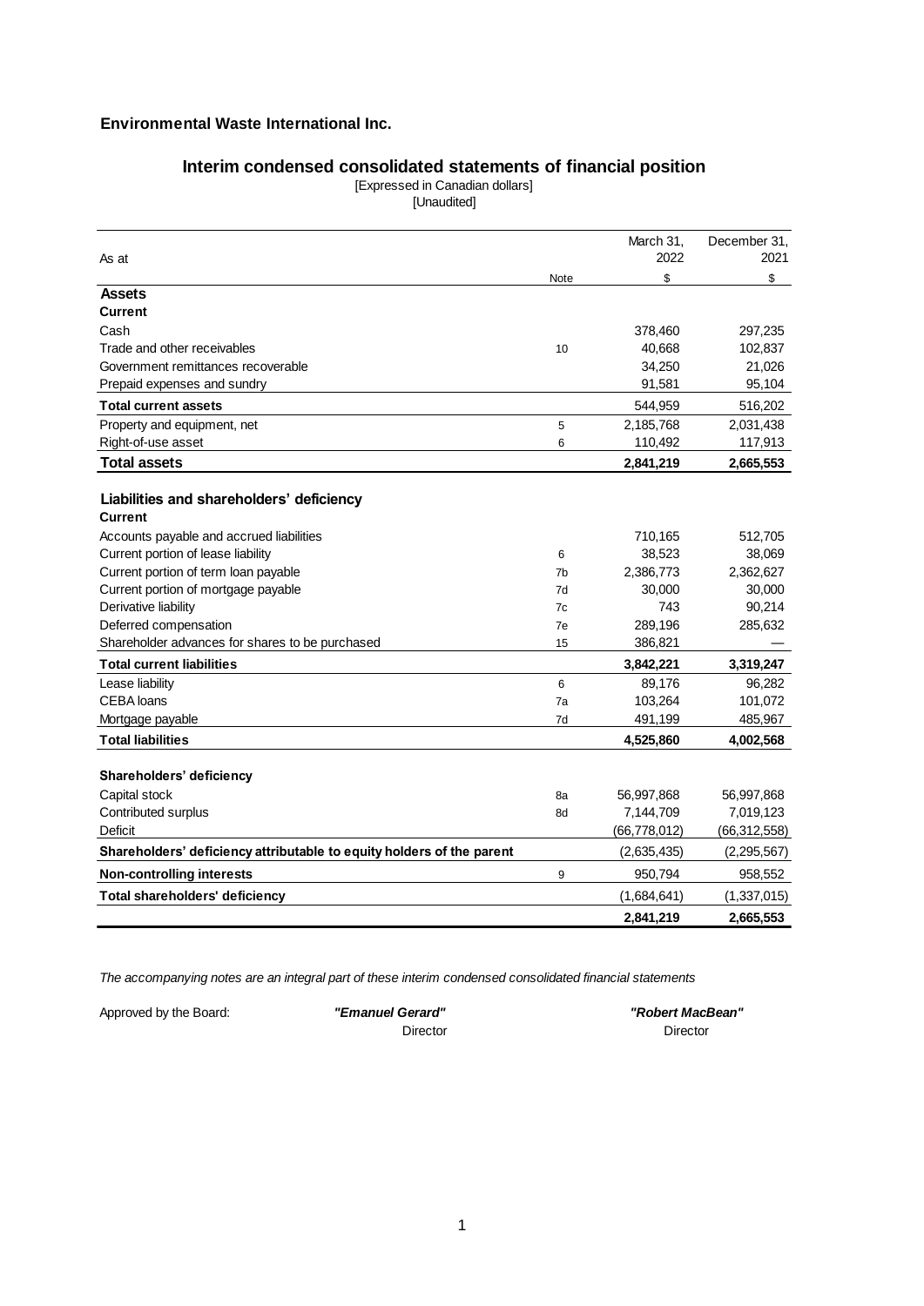**Environmental Waste International Inc.**

## Interim condensed consolidated statements of financial position

[Expressed in Canadian dollars]
[Unaudited]

| As at | Note | March 31, 2022 | December 31, 2021 |
|---|---|---|---|
| | | $ | $ |
| **Assets** | | | |
| **Current** | | | |
| Cash | | 378,460 | 297,235 |
| Trade and other receivables | 10 | 40,668 | 102,837 |
| Government remittances recoverable | | 34,250 | 21,026 |
| Prepaid expenses and sundry | | 91,581 | 95,104 |
| **Total current assets** | | 544,959 | 516,202 |
| Property and equipment, net | 5 | 2,185,768 | 2,031,438 |
| Right-of-use asset | 6 | 110,492 | 117,913 |
| **Total assets** | | **2,841,219** | **2,665,553** |
| | | | |
| **Liabilities and shareholders' deficiency** | | | |
| **Current** | | | |
| Accounts payable and accrued liabilities | | 710,165 | 512,705 |
| Current portion of lease liability | 6 | 38,523 | 38,069 |
| Current portion of term loan payable | 7b | 2,386,773 | 2,362,627 |
| Current portion of mortgage payable | 7d | 30,000 | 30,000 |
| Derivative liability | 7c | 743 | 90,214 |
| Deferred compensation | 7e | 289,196 | 285,632 |
| Shareholder advances for shares to be purchased | 15 | 386,821 | — |
| **Total current liabilities** | | **3,842,221** | **3,319,247** |
| Lease liability | 6 | 89,176 | 96,282 |
| CEBA loans | 7a | 103,264 | 101,072 |
| Mortgage payable | 7d | 491,199 | 485,967 |
| **Total liabilities** | | **4,525,860** | **4,002,568** |
| | | | |
| **Shareholders' deficiency** | | | |
| Capital stock | 8a | 56,997,868 | 56,997,868 |
| Contributed surplus | 8d | 7,144,709 | 7,019,123 |
| Deficit | | (66,778,012) | (66,312,558) |
| **Shareholders' deficiency attributable to equity holders of the parent** | | (2,635,435) | (2,295,567) |
| **Non-controlling interests** | 9 | 950,794 | 958,552 |
| **Total shareholders' deficiency** | | (1,684,641) | (1,337,015) |
| | | **2,841,219** | **2,665,553** |

*The accompanying notes are an integral part of these interim condensed consolidated financial statements*

Approved by the Board:

***"Emanuel Gerard"***
Director

***"Robert MacBean"***
Director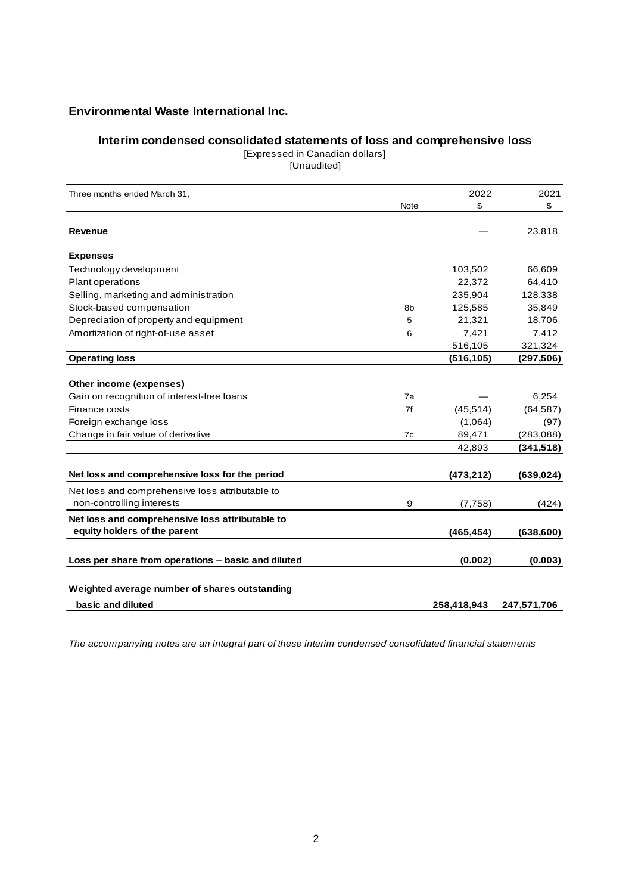## Environmental Waste International Inc.

### Interim condensed consolidated statements of loss and comprehensive loss

[Expressed in Canadian dollars]
[Unaudited]

| Three months ended March 31, | Note | 2022 $ | 2021 $ |
|---|---|---|---|
| **Revenue** | | — | 23,818 |
| **Expenses** | | | |
| Technology development | | 103,502 | 66,609 |
| Plant operations | | 22,372 | 64,410 |
| Selling, marketing and administration | | 235,904 | 128,338 |
| Stock-based compensation | 8b | 125,585 | 35,849 |
| Depreciation of property and equipment | 5 | 21,321 | 18,706 |
| Amortization of right-of-use asset | 6 | 7,421 | 7,412 |
| | | 516,105 | 321,324 |
| **Operating loss** | | **(516,105)** | **(297,506)** |
| **Other income (expenses)** | | | |
| Gain on recognition of interest-free loans | 7a | — | 6,254 |
| Finance costs | 7f | (45,514) | (64,587) |
| Foreign exchange loss | | (1,064) | (97) |
| Change in fair value of derivative | 7c | 89,471 | (283,088) |
| | | 42,893 | **(341,518)** |
| **Net loss and comprehensive loss for the period** | | **(473,212)** | **(639,024)** |
| Net loss and comprehensive loss attributable to non-controlling interests | 9 | (7,758) | (424) |
| **Net loss and comprehensive loss attributable to equity holders of the parent** | | **(465,454)** | **(638,600)** |
| **Loss per share from operations – basic and diluted** | | **(0.002)** | **(0.003)** |
| **Weighted average number of shares outstanding basic and diluted** | | **258,418,943** | **247,571,706** |

*The accompanying notes are an integral part of these interim condensed consolidated financial statements*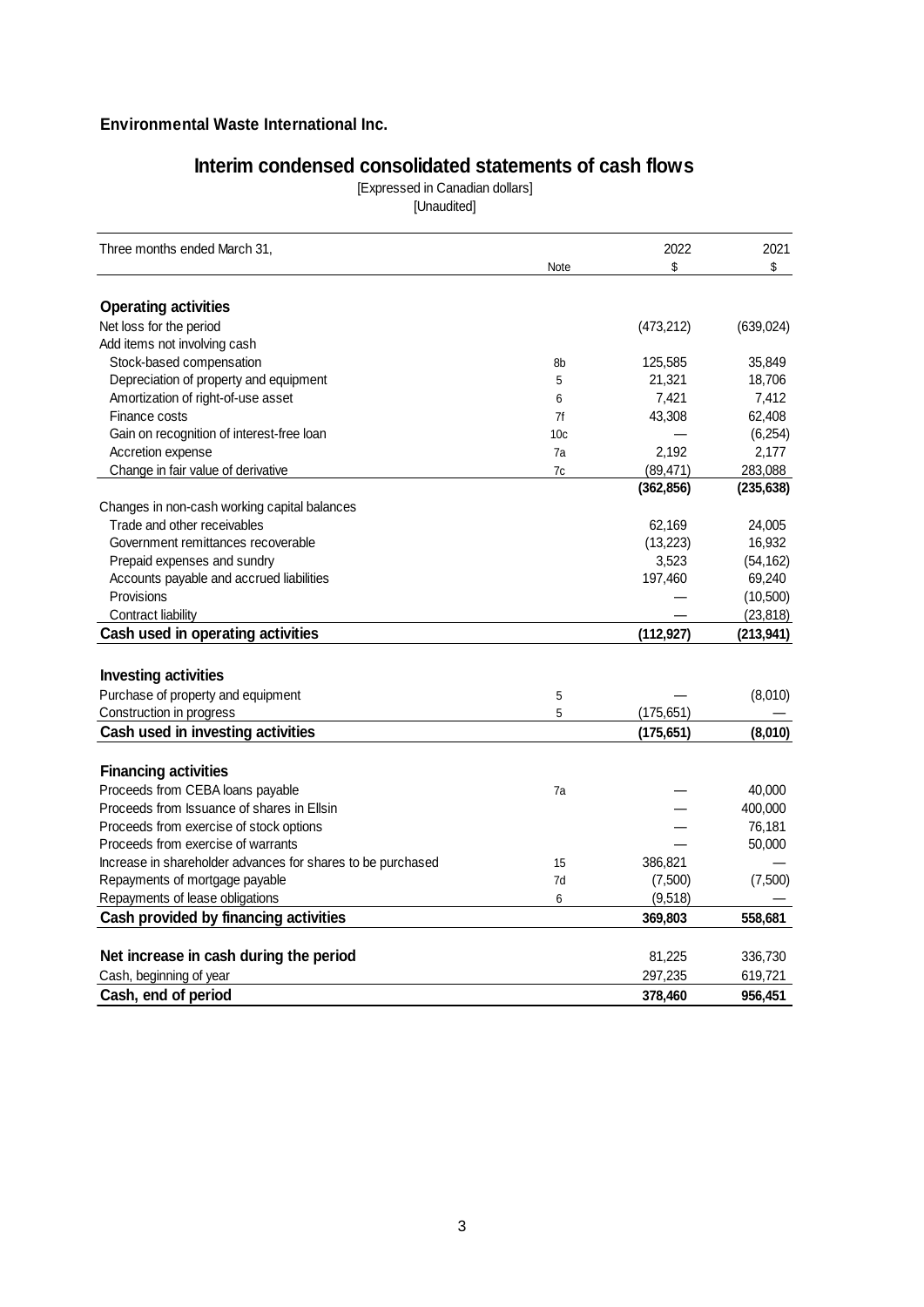**Environmental Waste International Inc.**

# Interim condensed consolidated statements of cash flows

[Expressed in Canadian dollars]
[Unaudited]

| Three months ended March 31, | Note | 2022<br>$ | 2021<br>$ |
|---|---|---|---|
| **Operating activities** | | | |
| Net loss for the period | | (473,212) | (639,024) |
| Add items not involving cash | | | |
| Stock-based compensation | 8b | 125,585 | 35,849 |
| Depreciation of property and equipment | 5 | 21,321 | 18,706 |
| Amortization of right-of-use asset | 6 | 7,421 | 7,412 |
| Finance costs | 7f | 43,308 | 62,408 |
| Gain on recognition of interest-free loan | 10c | — | (6,254) |
| Accretion expense | 7a | 2,192 | 2,177 |
| Change in fair value of derivative | 7c | (89,471) | 283,088 |
| | | **(362,856)** | **(235,638)** |
| Changes in non-cash working capital balances | | | |
| Trade and other receivables | | 62,169 | 24,005 |
| Government remittances recoverable | | (13,223) | 16,932 |
| Prepaid expenses and sundry | | 3,523 | (54,162) |
| Accounts payable and accrued liabilities | | 197,460 | 69,240 |
| Provisions | | — | (10,500) |
| Contract liability | | — | (23,818) |
| **Cash used in operating activities** | | **(112,927)** | **(213,941)** |
| **Investing activities** | | | |
| Purchase of property and equipment | 5 | — | (8,010) |
| Construction in progress | 5 | (175,651) | — |
| **Cash used in investing activities** | | **(175,651)** | **(8,010)** |
| **Financing activities** | | | |
| Proceeds from CEBA loans payable | 7a | — | 40,000 |
| Proceeds from Issuance of shares in Ellsin | | — | 400,000 |
| Proceeds from exercise of stock options | | — | 76,181 |
| Proceeds from exercise of warrants | | — | 50,000 |
| Increase in shareholder advances for shares to be purchased | 15 | 386,821 | — |
| Repayments of mortgage payable | 7d | (7,500) | (7,500) |
| Repayments of lease obligations | 6 | (9,518) | — |
| **Cash provided by financing activities** | | **369,803** | **558,681** |
| **Net increase in cash during the period** | | 81,225 | 336,730 |
| Cash, beginning of year | | 297,235 | 619,721 |
| **Cash, end of period** | | **378,460** | **956,451** |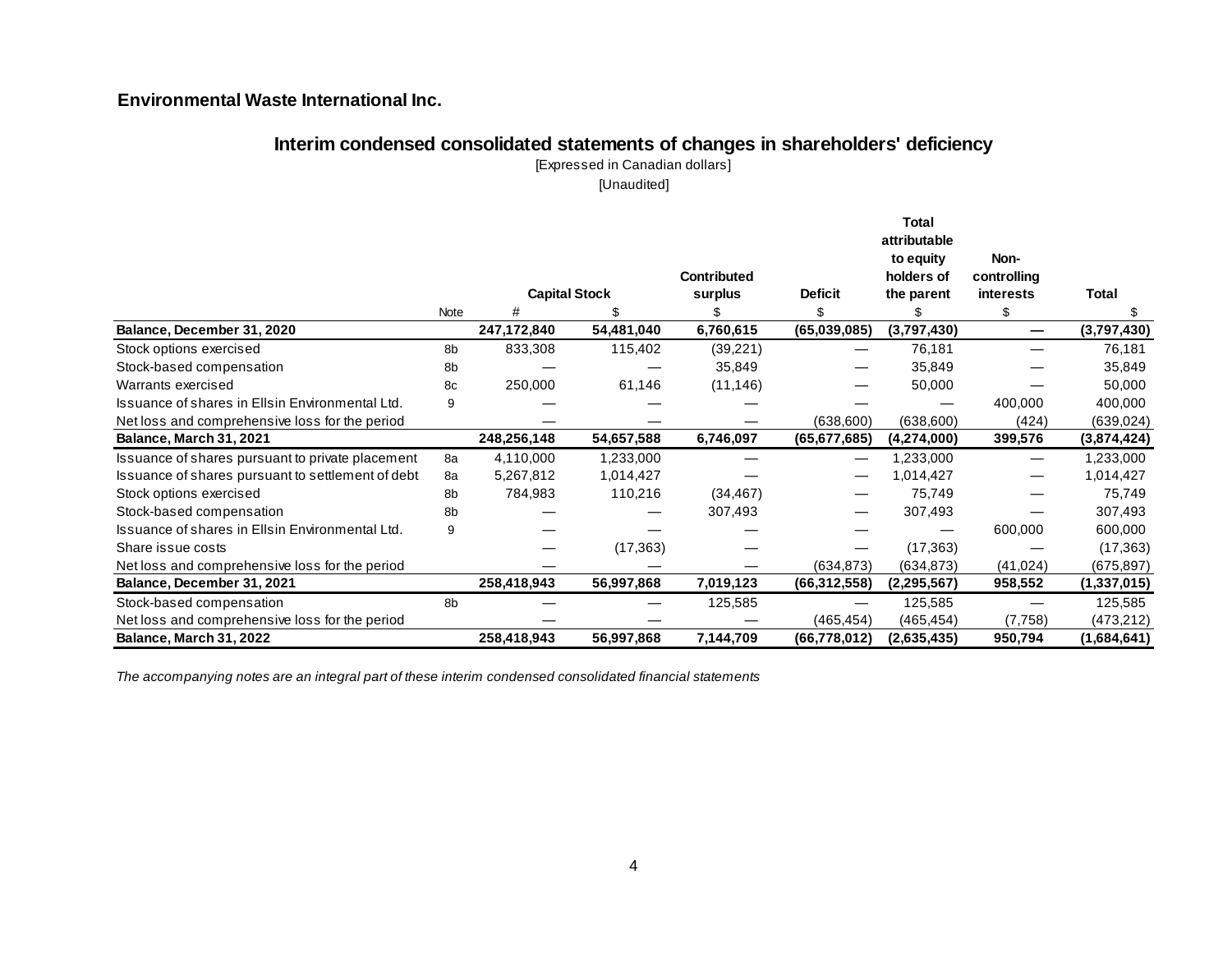**Environmental Waste International Inc.**

## Interim condensed consolidated statements of changes in shareholders' deficiency

[Expressed in Canadian dollars]

[Unaudited]

| | Note | Capital Stock | | Contributed surplus | Deficit | Total attributable to equity holders of the parent | Non-controlling interests | Total |
|---|---|---|---|---|---|---|---|---|
| | | # | $ | $ | $ | $ | $ | $ |
| **Balance, December 31, 2020** | | **247,172,840** | **54,481,040** | **6,760,615** | **(65,039,085)** | **(3,797,430)** | **—** | **(3,797,430)** |
| Stock options exercised | 8b | 833,308 | 115,402 | (39,221) | — | 76,181 | — | 76,181 |
| Stock-based compensation | 8b | — | — | 35,849 | — | 35,849 | — | 35,849 |
| Warrants exercised | 8c | 250,000 | 61,146 | (11,146) | — | 50,000 | — | 50,000 |
| Issuance of shares in Ellsin Environmental Ltd. | 9 | — | — | — | — | — | 400,000 | 400,000 |
| Net loss and comprehensive loss for the period | | — | — | — | (638,600) | (638,600) | (424) | (639,024) |
| **Balance, March 31, 2021** | | **248,256,148** | **54,657,588** | **6,746,097** | **(65,677,685)** | **(4,274,000)** | **399,576** | **(3,874,424)** |
| Issuance of shares pursuant to private placement | 8a | 4,110,000 | 1,233,000 | — | — | 1,233,000 | — | 1,233,000 |
| Issuance of shares pursuant to settlement of debt | 8a | 5,267,812 | 1,014,427 | — | — | 1,014,427 | — | 1,014,427 |
| Stock options exercised | 8b | 784,983 | 110,216 | (34,467) | — | 75,749 | — | 75,749 |
| Stock-based compensation | 8b | — | — | 307,493 | — | 307,493 | — | 307,493 |
| Issuance of shares in Ellsin Environmental Ltd. | 9 | — | — | — | — | — | 600,000 | 600,000 |
| Share issue costs | | — | (17,363) | — | — | (17,363) | — | (17,363) |
| Net loss and comprehensive loss for the period | | — | — | — | (634,873) | (634,873) | (41,024) | (675,897) |
| **Balance, December 31, 2021** | | **258,418,943** | **56,997,868** | **7,019,123** | **(66,312,558)** | **(2,295,567)** | **958,552** | **(1,337,015)** |
| Stock-based compensation | 8b | — | — | 125,585 | — | 125,585 | — | 125,585 |
| Net loss and comprehensive loss for the period | | — | — | — | (465,454) | (465,454) | (7,758) | (473,212) |
| **Balance, March 31, 2022** | | **258,418,943** | **56,997,868** | **7,144,709** | **(66,778,012)** | **(2,635,435)** | **950,794** | **(1,684,641)** |

*The accompanying notes are an integral part of these interim condensed consolidated financial statements*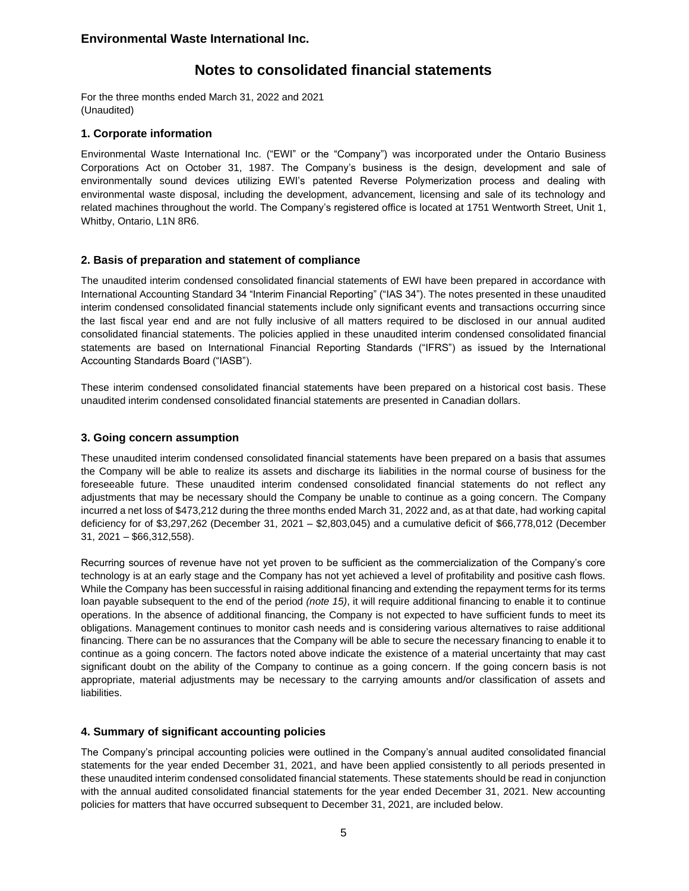# Notes to consolidated financial statements

For the three months ended March 31, 2022 and 2021
(Unaudited)

## 1. Corporate information

Environmental Waste International Inc. ("EWI" or the "Company") was incorporated under the Ontario Business Corporations Act on October 31, 1987. The Company's business is the design, development and sale of environmentally sound devices utilizing EWI's patented Reverse Polymerization process and dealing with environmental waste disposal, including the development, advancement, licensing and sale of its technology and related machines throughout the world. The Company's registered office is located at 1751 Wentworth Street, Unit 1, Whitby, Ontario, L1N 8R6.

## 2. Basis of preparation and statement of compliance

The unaudited interim condensed consolidated financial statements of EWI have been prepared in accordance with International Accounting Standard 34 "Interim Financial Reporting" ("IAS 34"). The notes presented in these unaudited interim condensed consolidated financial statements include only significant events and transactions occurring since the last fiscal year end and are not fully inclusive of all matters required to be disclosed in our annual audited consolidated financial statements. The policies applied in these unaudited interim condensed consolidated financial statements are based on International Financial Reporting Standards ("IFRS") as issued by the International Accounting Standards Board ("IASB").

These interim condensed consolidated financial statements have been prepared on a historical cost basis. These unaudited interim condensed consolidated financial statements are presented in Canadian dollars.

## 3. Going concern assumption

These unaudited interim condensed consolidated financial statements have been prepared on a basis that assumes the Company will be able to realize its assets and discharge its liabilities in the normal course of business for the foreseeable future. These unaudited interim condensed consolidated financial statements do not reflect any adjustments that may be necessary should the Company be unable to continue as a going concern. The Company incurred a net loss of $473,212 during the three months ended March 31, 2022 and, as at that date, had working capital deficiency for of $3,297,262 (December 31, 2021 – $2,803,045) and a cumulative deficit of $66,778,012 (December 31, 2021 – $66,312,558).

Recurring sources of revenue have not yet proven to be sufficient as the commercialization of the Company's core technology is at an early stage and the Company has not yet achieved a level of profitability and positive cash flows. While the Company has been successful in raising additional financing and extending the repayment terms for its terms loan payable subsequent to the end of the period *(note 15)*, it will require additional financing to enable it to continue operations. In the absence of additional financing, the Company is not expected to have sufficient funds to meet its obligations. Management continues to monitor cash needs and is considering various alternatives to raise additional financing. There can be no assurances that the Company will be able to secure the necessary financing to enable it to continue as a going concern. The factors noted above indicate the existence of a material uncertainty that may cast significant doubt on the ability of the Company to continue as a going concern. If the going concern basis is not appropriate, material adjustments may be necessary to the carrying amounts and/or classification of assets and liabilities.

## 4. Summary of significant accounting policies

The Company's principal accounting policies were outlined in the Company's annual audited consolidated financial statements for the year ended December 31, 2021, and have been applied consistently to all periods presented in these unaudited interim condensed consolidated financial statements. These statements should be read in conjunction with the annual audited consolidated financial statements for the year ended December 31, 2021. New accounting policies for matters that have occurred subsequent to December 31, 2021, are included below.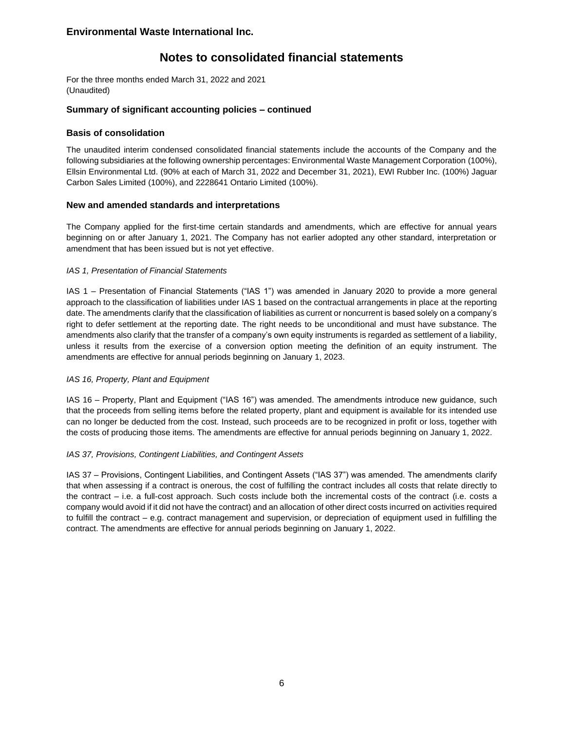## Summary of significant accounting policies – continued

### Basis of consolidation

The unaudited interim condensed consolidated financial statements include the accounts of the Company and the following subsidiaries at the following ownership percentages: Environmental Waste Management Corporation (100%), Ellsin Environmental Ltd. (90% at each of March 31, 2022 and December 31, 2021), EWI Rubber Inc. (100%) Jaguar Carbon Sales Limited (100%), and 2228641 Ontario Limited (100%).

### New and amended standards and interpretations

The Company applied for the first-time certain standards and amendments, which are effective for annual years beginning on or after January 1, 2021. The Company has not earlier adopted any other standard, interpretation or amendment that has been issued but is not yet effective.

*IAS 1, Presentation of Financial Statements*

IAS 1 – Presentation of Financial Statements ("IAS 1") was amended in January 2020 to provide a more general approach to the classification of liabilities under IAS 1 based on the contractual arrangements in place at the reporting date. The amendments clarify that the classification of liabilities as current or noncurrent is based solely on a company's right to defer settlement at the reporting date. The right needs to be unconditional and must have substance. The amendments also clarify that the transfer of a company's own equity instruments is regarded as settlement of a liability, unless it results from the exercise of a conversion option meeting the definition of an equity instrument. The amendments are effective for annual periods beginning on January 1, 2023.

*IAS 16, Property, Plant and Equipment*

IAS 16 – Property, Plant and Equipment ("IAS 16") was amended. The amendments introduce new guidance, such that the proceeds from selling items before the related property, plant and equipment is available for its intended use can no longer be deducted from the cost. Instead, such proceeds are to be recognized in profit or loss, together with the costs of producing those items. The amendments are effective for annual periods beginning on January 1, 2022.

*IAS 37, Provisions, Contingent Liabilities, and Contingent Assets*

IAS 37 – Provisions, Contingent Liabilities, and Contingent Assets ("IAS 37") was amended. The amendments clarify that when assessing if a contract is onerous, the cost of fulfilling the contract includes all costs that relate directly to the contract – i.e. a full-cost approach. Such costs include both the incremental costs of the contract (i.e. costs a company would avoid if it did not have the contract) and an allocation of other direct costs incurred on activities required to fulfill the contract – e.g. contract management and supervision, or depreciation of equipment used in fulfilling the contract. The amendments are effective for annual periods beginning on January 1, 2022.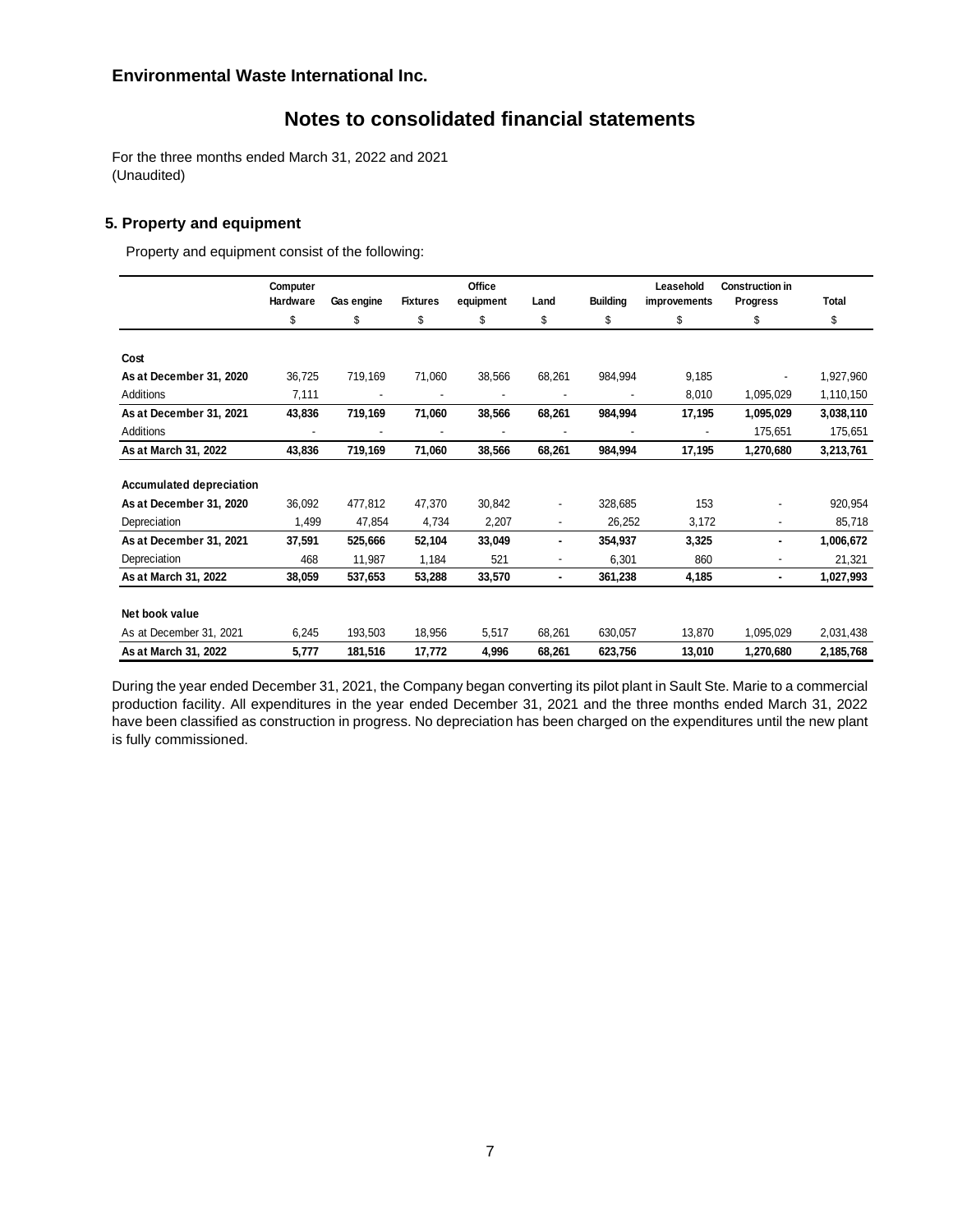## Environmental Waste International Inc.

# Notes to consolidated financial statements

For the three months ended March 31, 2022 and 2021
(Unaudited)

### 5. Property and equipment

Property and equipment consist of the following:

| | Computer Hardware | Gas engine | Fixtures | Office equipment | Land | Building | Leasehold improvements | Construction in Progress | Total |
|---|---|---|---|---|---|---|---|---|---|
| | $ | $ | $ | $ | $ | $ | $ | $ | $ |
| **Cost** | | | | | | | | | |
| **As at December 31, 2020** | 36,725 | 719,169 | 71,060 | 38,566 | 68,261 | 984,994 | 9,185 | - | 1,927,960 |
| Additions | 7,111 | - | - | - | - | - | 8,010 | 1,095,029 | 1,110,150 |
| **As at December 31, 2021** | **43,836** | **719,169** | **71,060** | **38,566** | **68,261** | **984,994** | **17,195** | **1,095,029** | **3,038,110** |
| Additions | - | - | - | - | - | - | - | 175,651 | 175,651 |
| **As at March 31, 2022** | **43,836** | **719,169** | **71,060** | **38,566** | **68,261** | **984,994** | **17,195** | **1,270,680** | **3,213,761** |
| **Accumulated depreciation** | | | | | | | | | |
| **As at December 31, 2020** | 36,092 | 477,812 | 47,370 | 30,842 | - | 328,685 | 153 | - | 920,954 |
| Depreciation | 1,499 | 47,854 | 4,734 | 2,207 | - | 26,252 | 3,172 | - | 85,718 |
| **As at December 31, 2021** | **37,591** | **525,666** | **52,104** | **33,049** | **-** | **354,937** | **3,325** | **-** | **1,006,672** |
| Depreciation | 468 | 11,987 | 1,184 | 521 | - | 6,301 | 860 | - | 21,321 |
| **As at March 31, 2022** | **38,059** | **537,653** | **53,288** | **33,570** | **-** | **361,238** | **4,185** | **-** | **1,027,993** |
| **Net book value** | | | | | | | | | |
| As at December 31, 2021 | 6,245 | 193,503 | 18,956 | 5,517 | 68,261 | 630,057 | 13,870 | 1,095,029 | 2,031,438 |
| **As at March 31, 2022** | **5,777** | **181,516** | **17,772** | **4,996** | **68,261** | **623,756** | **13,010** | **1,270,680** | **2,185,768** |

During the year ended December 31, 2021, the Company began converting its pilot plant in Sault Ste. Marie to a commercial production facility. All expenditures in the year ended December 31, 2021 and the three months ended March 31, 2022 have been classified as construction in progress. No depreciation has been charged on the expenditures until the new plant is fully commissioned.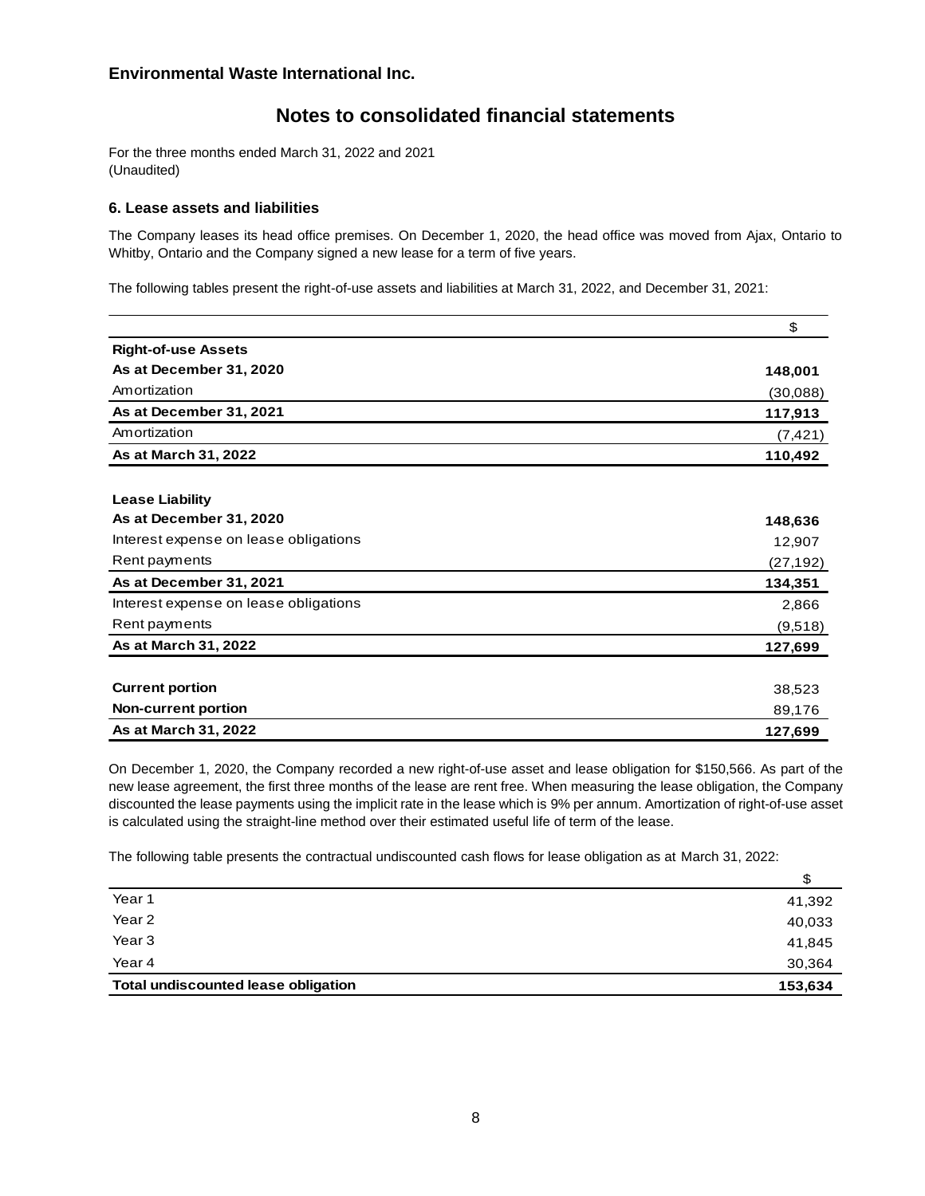**Environmental Waste International Inc.**

# Notes to consolidated financial statements

For the three months ended March 31, 2022 and 2021
(Unaudited)

### 6. Lease assets and liabilities

The Company leases its head office premises. On December 1, 2020, the head office was moved from Ajax, Ontario to Whitby, Ontario and the Company signed a new lease for a term of five years.

The following tables present the right-of-use assets and liabilities at March 31, 2022, and December 31, 2021:

| | $ |
|---|---|
| **Right-of-use Assets** | |
| **As at December 31, 2020** | **148,001** |
| Amortization | (30,088) |
| **As at December 31, 2021** | **117,913** |
| Amortization | (7,421) |
| **As at March 31, 2022** | **110,492** |
| | |
| **Lease Liability** | |
| **As at December 31, 2020** | **148,636** |
| Interest expense on lease obligations | 12,907 |
| Rent payments | (27,192) |
| **As at December 31, 2021** | **134,351** |
| Interest expense on lease obligations | 2,866 |
| Rent payments | (9,518) |
| **As at March 31, 2022** | **127,699** |
| | |
| **Current portion** | 38,523 |
| **Non-current portion** | 89,176 |
| **As at March 31, 2022** | **127,699** |

On December 1, 2020, the Company recorded a new right-of-use asset and lease obligation for $150,566. As part of the new lease agreement, the first three months of the lease are rent free. When measuring the lease obligation, the Company discounted the lease payments using the implicit rate in the lease which is 9% per annum. Amortization of right-of-use asset is calculated using the straight-line method over their estimated useful life of term of the lease.

The following table presents the contractual undiscounted cash flows for lease obligation as at March 31, 2022:

| | $ |
|---|---|
| Year 1 | 41,392 |
| Year 2 | 40,033 |
| Year 3 | 41,845 |
| Year 4 | 30,364 |
| **Total undiscounted lease obligation** | **153,634** |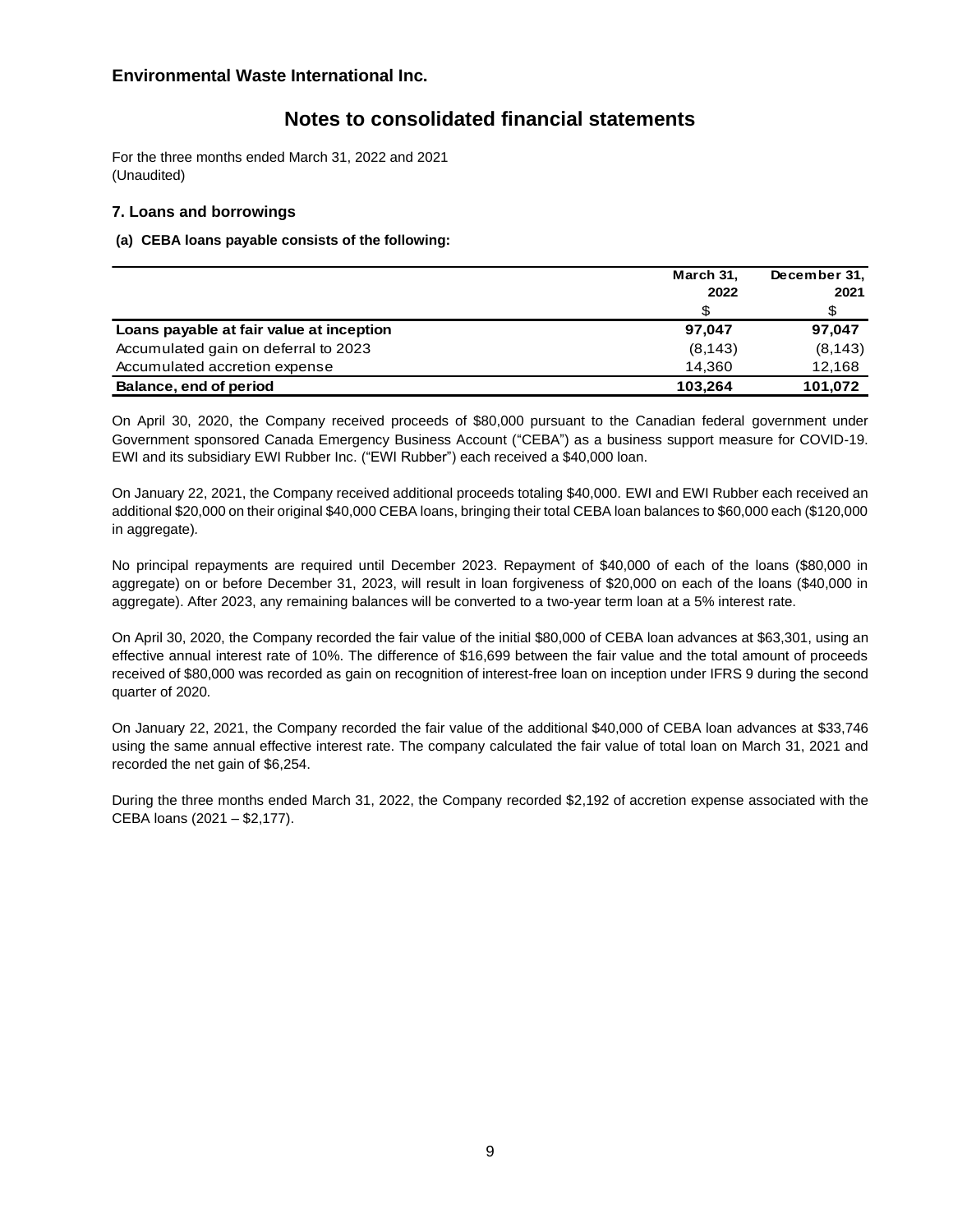**Environmental Waste International Inc.**

# Notes to consolidated financial statements

For the three months ended March 31, 2022 and 2021
(Unaudited)

### 7. Loans and borrowings

**(a) CEBA loans payable consists of the following:**

| | March 31, 2022 | December 31, 2021 |
|---|---|---|
| | $ | $ |
| **Loans payable at fair value at inception** | **97,047** | **97,047** |
| Accumulated gain on deferral to 2023 | (8,143) | (8,143) |
| Accumulated accretion expense | 14,360 | 12,168 |
| **Balance, end of period** | **103,264** | **101,072** |

On April 30, 2020, the Company received proceeds of $80,000 pursuant to the Canadian federal government under Government sponsored Canada Emergency Business Account ("CEBA") as a business support measure for COVID-19. EWI and its subsidiary EWI Rubber Inc. ("EWI Rubber") each received a $40,000 loan.

On January 22, 2021, the Company received additional proceeds totaling $40,000. EWI and EWI Rubber each received an additional $20,000 on their original $40,000 CEBA loans, bringing their total CEBA loan balances to $60,000 each ($120,000 in aggregate).

No principal repayments are required until December 2023. Repayment of $40,000 of each of the loans ($80,000 in aggregate) on or before December 31, 2023, will result in loan forgiveness of $20,000 on each of the loans ($40,000 in aggregate). After 2023, any remaining balances will be converted to a two-year term loan at a 5% interest rate.

On April 30, 2020, the Company recorded the fair value of the initial $80,000 of CEBA loan advances at $63,301, using an effective annual interest rate of 10%. The difference of $16,699 between the fair value and the total amount of proceeds received of $80,000 was recorded as gain on recognition of interest-free loan on inception under IFRS 9 during the second quarter of 2020.

On January 22, 2021, the Company recorded the fair value of the additional $40,000 of CEBA loan advances at $33,746 using the same annual effective interest rate. The company calculated the fair value of total loan on March 31, 2021 and recorded the net gain of $6,254.

During the three months ended March 31, 2022, the Company recorded $2,192 of accretion expense associated with the CEBA loans (2021 – $2,177).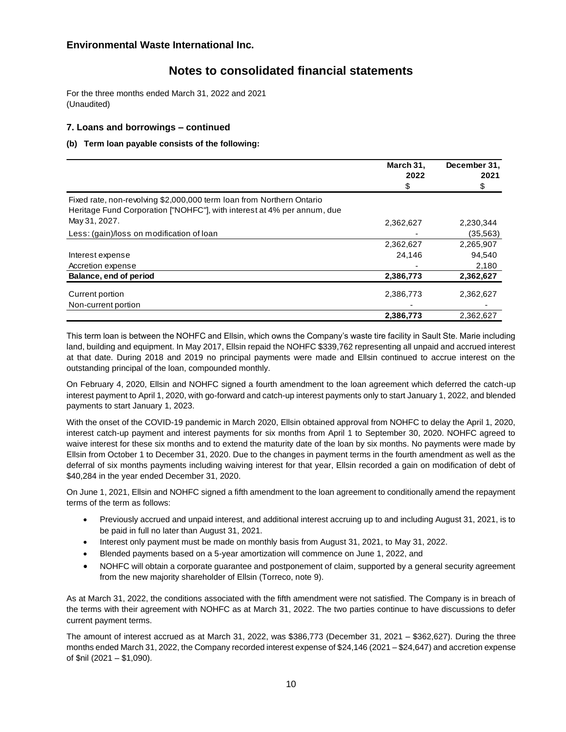## Environmental Waste International Inc.

# Notes to consolidated financial statements

For the three months ended March 31, 2022 and 2021
(Unaudited)

### 7. Loans and borrowings – continued

#### (b) Term loan payable consists of the following:

| | March 31, 2022 | December 31, 2021 |
|---|---|---|
| | $ | $ |
| Fixed rate, non-revolving $2,000,000 term loan from Northern Ontario Heritage Fund Corporation ["NOHFC"], with interest at 4% per annum, due May 31, 2027. | 2,362,627 | 2,230,344 |
| Less: (gain)/loss on modification of loan | - | (35,563) |
| | 2,362,627 | 2,265,907 |
| Interest expense | 24,146 | 94,540 |
| Accretion expense | - | 2,180 |
| **Balance, end of period** | **2,386,773** | **2,362,627** |
| Current portion | 2,386,773 | 2,362,627 |
| Non-current portion | - | - |
| | **2,386,773** | 2,362,627 |

This term loan is between the NOHFC and Ellsin, which owns the Company's waste tire facility in Sault Ste. Marie including land, building and equipment. In May 2017, Ellsin repaid the NOHFC $339,762 representing all unpaid and accrued interest at that date. During 2018 and 2019 no principal payments were made and Ellsin continued to accrue interest on the outstanding principal of the loan, compounded monthly.

On February 4, 2020, Ellsin and NOHFC signed a fourth amendment to the loan agreement which deferred the catch-up interest payment to April 1, 2020, with go-forward and catch-up interest payments only to start January 1, 2022, and blended payments to start January 1, 2023.

With the onset of the COVID-19 pandemic in March 2020, Ellsin obtained approval from NOHFC to delay the April 1, 2020, interest catch-up payment and interest payments for six months from April 1 to September 30, 2020. NOHFC agreed to waive interest for these six months and to extend the maturity date of the loan by six months. No payments were made by Ellsin from October 1 to December 31, 2020. Due to the changes in payment terms in the fourth amendment as well as the deferral of six months payments including waiving interest for that year, Ellsin recorded a gain on modification of debt of $40,284 in the year ended December 31, 2020.

On June 1, 2021, Ellsin and NOHFC signed a fifth amendment to the loan agreement to conditionally amend the repayment terms of the term as follows:

- Previously accrued and unpaid interest, and additional interest accruing up to and including August 31, 2021, is to be paid in full no later than August 31, 2021.
- Interest only payment must be made on monthly basis from August 31, 2021, to May 31, 2022.
- Blended payments based on a 5-year amortization will commence on June 1, 2022, and
- NOHFC will obtain a corporate guarantee and postponement of claim, supported by a general security agreement from the new majority shareholder of Ellsin (Torreco, note 9).

As at March 31, 2022, the conditions associated with the fifth amendment were not satisfied. The Company is in breach of the terms with their agreement with NOHFC as at March 31, 2022. The two parties continue to have discussions to defer current payment terms.

The amount of interest accrued as at March 31, 2022, was $386,773 (December 31, 2021 – $362,627). During the three months ended March 31, 2022, the Company recorded interest expense of $24,146 (2021 – $24,647) and accretion expense of $nil (2021 – $1,090).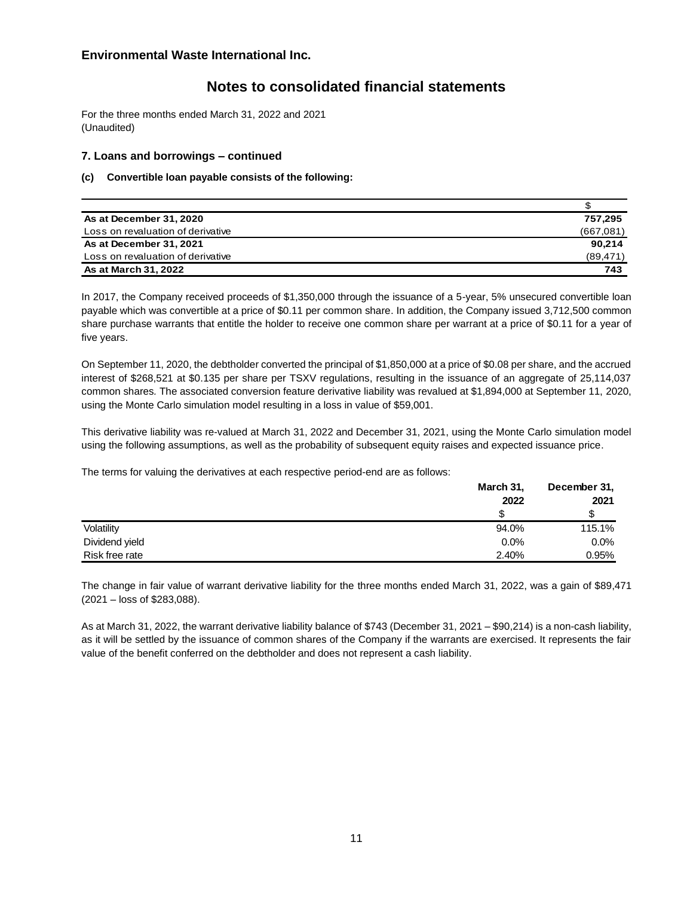## Environmental Waste International Inc.

# Notes to consolidated financial statements

For the three months ended March 31, 2022 and 2021
(Unaudited)

### 7. Loans and borrowings – continued

**(c) Convertible loan payable consists of the following:**

| | $ |
|---|---|
| **As at December 31, 2020** | **757,295** |
| Loss on revaluation of derivative | (667,081) |
| **As at December 31, 2021** | **90,214** |
| Loss on revaluation of derivative | (89,471) |
| **As at March 31, 2022** | **743** |

In 2017, the Company received proceeds of $1,350,000 through the issuance of a 5-year, 5% unsecured convertible loan payable which was convertible at a price of $0.11 per common share. In addition, the Company issued 3,712,500 common share purchase warrants that entitle the holder to receive one common share per warrant at a price of $0.11 for a year of five years.

On September 11, 2020, the debtholder converted the principal of $1,850,000 at a price of $0.08 per share, and the accrued interest of $268,521 at $0.135 per share per TSXV regulations, resulting in the issuance of an aggregate of 25,114,037 common shares. The associated conversion feature derivative liability was revalued at $1,894,000 at September 11, 2020, using the Monte Carlo simulation model resulting in a loss in value of $59,001.

This derivative liability was re-valued at March 31, 2022 and December 31, 2021, using the Monte Carlo simulation model using the following assumptions, as well as the probability of subsequent equity raises and expected issuance price.

The terms for valuing the derivatives at each respective period-end are as follows:

| | March 31, 2022 | December 31, 2021 |
|---|---|---|
| | $ | $ |
| Volatility | 94.0% | 115.1% |
| Dividend yield | 0.0% | 0.0% |
| Risk free rate | 2.40% | 0.95% |

The change in fair value of warrant derivative liability for the three months ended March 31, 2022, was a gain of $89,471 (2021 – loss of $283,088).

As at March 31, 2022, the warrant derivative liability balance of $743 (December 31, 2021 – $90,214) is a non-cash liability, as it will be settled by the issuance of common shares of the Company if the warrants are exercised. It represents the fair value of the benefit conferred on the debtholder and does not represent a cash liability.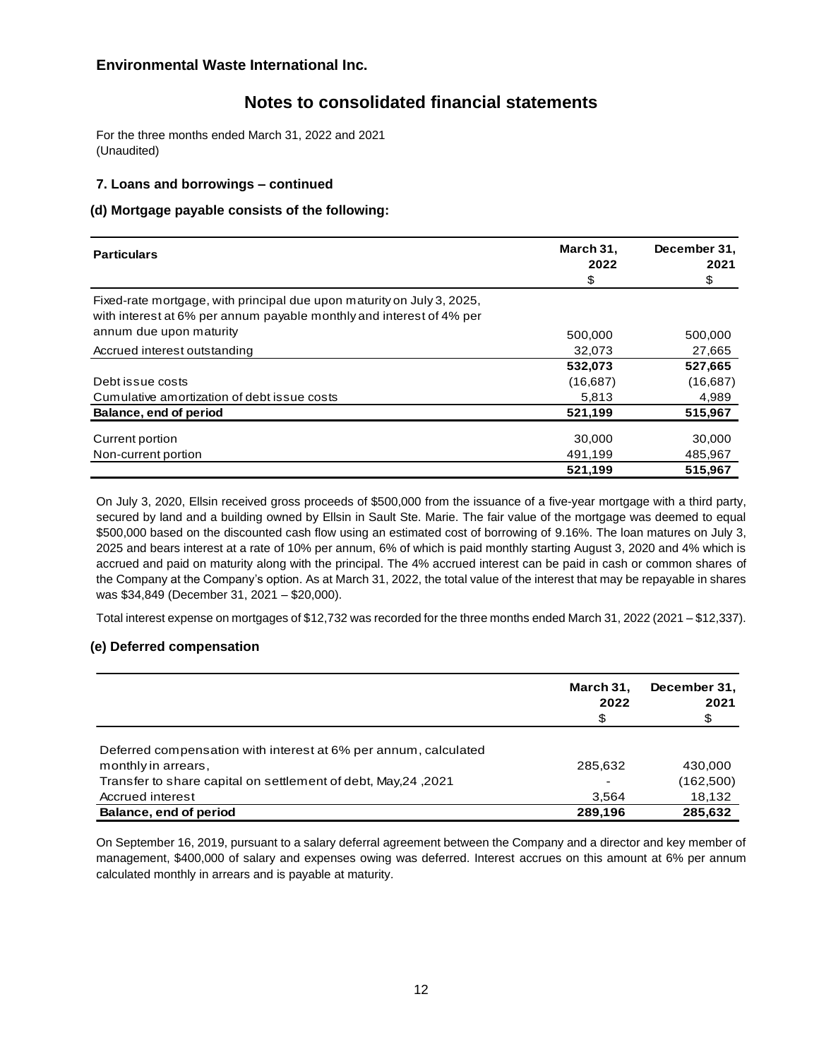## Environmental Waste International Inc.

# Notes to consolidated financial statements

For the three months ended March 31, 2022 and 2021
(Unaudited)

### 7. Loans and borrowings – continued

### (d) Mortgage payable consists of the following:

| Particulars | March 31, 2022 $ | December 31, 2021 $ |
|---|---|---|
| Fixed-rate mortgage, with principal due upon maturity on July 3, 2025, with interest at 6% per annum payable monthly and interest of 4% per annum due upon maturity | 500,000 | 500,000 |
| Accrued interest outstanding | 32,073 | 27,665 |
| | **532,073** | **527,665** |
| Debt issue costs | (16,687) | (16,687) |
| Cumulative amortization of debt issue costs | 5,813 | 4,989 |
| **Balance, end of period** | **521,199** | **515,967** |
| Current portion | 30,000 | 30,000 |
| Non-current portion | 491,199 | 485,967 |
| | **521,199** | **515,967** |

On July 3, 2020, Ellsin received gross proceeds of $500,000 from the issuance of a five-year mortgage with a third party, secured by land and a building owned by Ellsin in Sault Ste. Marie. The fair value of the mortgage was deemed to equal $500,000 based on the discounted cash flow using an estimated cost of borrowing of 9.16%. The loan matures on July 3, 2025 and bears interest at a rate of 10% per annum, 6% of which is paid monthly starting August 3, 2020 and 4% which is accrued and paid on maturity along with the principal. The 4% accrued interest can be paid in cash or common shares of the Company at the Company's option. As at March 31, 2022, the total value of the interest that may be repayable in shares was $34,849 (December 31, 2021 – $20,000).

Total interest expense on mortgages of $12,732 was recorded for the three months ended March 31, 2022 (2021 – $12,337).

### (e) Deferred compensation

| | March 31, 2022 $ | December 31, 2021 $ |
|---|---|---|
| Deferred compensation with interest at 6% per annum, calculated monthly in arrears, | 285,632 | 430,000 |
| Transfer to share capital on settlement of debt, May,24 ,2021 | - | (162,500) |
| Accrued interest | 3,564 | 18,132 |
| **Balance, end of period** | **289,196** | **285,632** |

On September 16, 2019, pursuant to a salary deferral agreement between the Company and a director and key member of management, $400,000 of salary and expenses owing was deferred. Interest accrues on this amount at 6% per annum calculated monthly in arrears and is payable at maturity.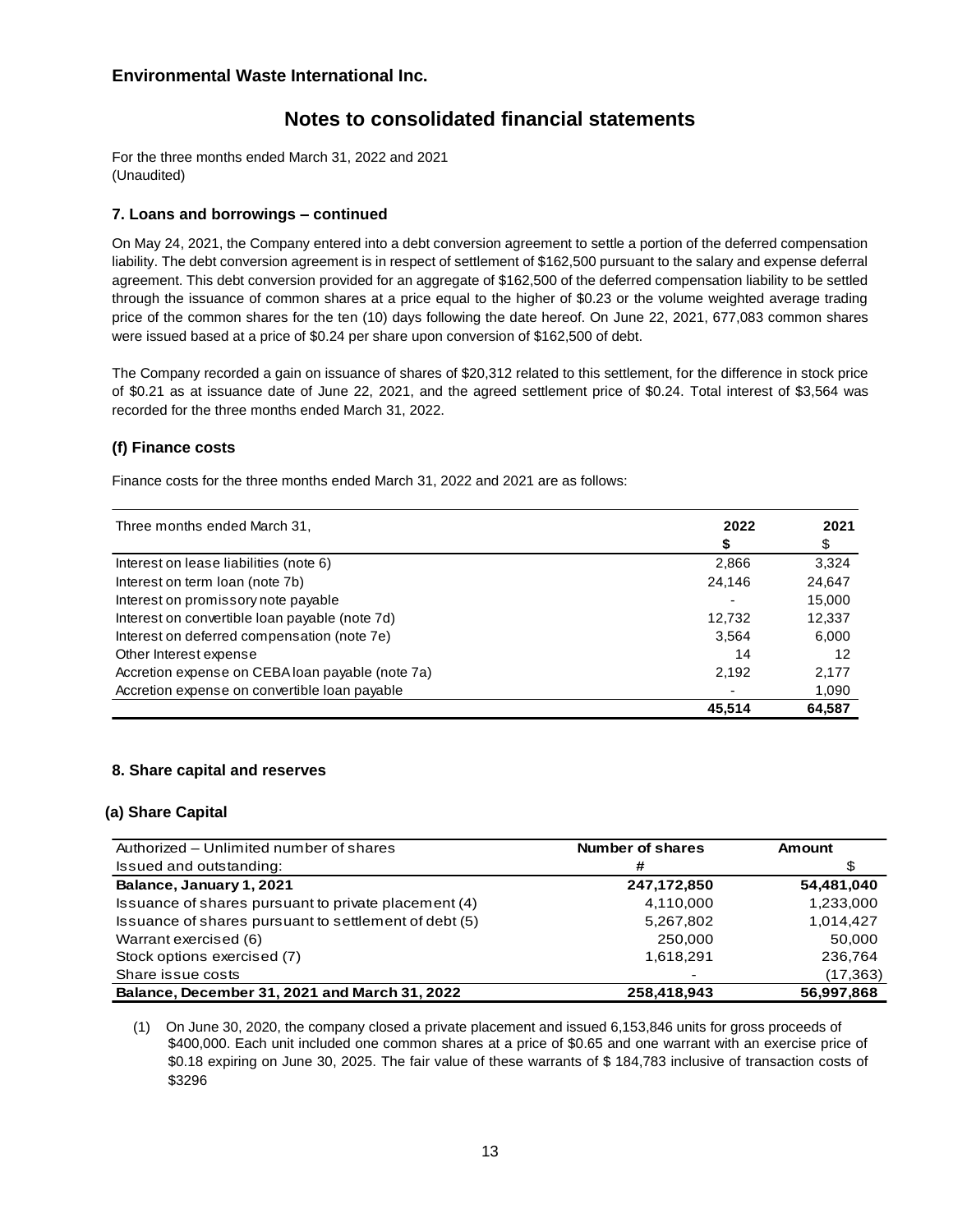**Environmental Waste International Inc.**

# Notes to consolidated financial statements

For the three months ended March 31, 2022 and 2021
(Unaudited)

### 7. Loans and borrowings – continued

On May 24, 2021, the Company entered into a debt conversion agreement to settle a portion of the deferred compensation liability. The debt conversion agreement is in respect of settlement of $162,500 pursuant to the salary and expense deferral agreement. This debt conversion provided for an aggregate of $162,500 of the deferred compensation liability to be settled through the issuance of common shares at a price equal to the higher of $0.23 or the volume weighted average trading price of the common shares for the ten (10) days following the date hereof. On June 22, 2021, 677,083 common shares were issued based at a price of $0.24 per share upon conversion of $162,500 of debt.

The Company recorded a gain on issuance of shares of $20,312 related to this settlement, for the difference in stock price of $0.21 as at issuance date of June 22, 2021, and the agreed settlement price of $0.24. Total interest of $3,564 was recorded for the three months ended March 31, 2022.

### (f) Finance costs

Finance costs for the three months ended March 31, 2022 and 2021 are as follows:

| Three months ended March 31, | 2022 | 2021 |
|---|---|---|
| | **$** | $ |
| Interest on lease liabilities (note 6) | 2,866 | 3,324 |
| Interest on term loan (note 7b) | 24,146 | 24,647 |
| Interest on promissory note payable | - | 15,000 |
| Interest on convertible loan payable (note 7d) | 12,732 | 12,337 |
| Interest on deferred compensation (note 7e) | 3,564 | 6,000 |
| Other Interest expense | 14 | 12 |
| Accretion expense on CEBA loan payable (note 7a) | 2,192 | 2,177 |
| Accretion expense on convertible loan payable | - | 1,090 |
| | **45,514** | **64,587** |

### 8. Share capital and reserves

### (a) Share Capital

| Authorized – Unlimited number of shares | Number of shares | Amount |
|---|---|---|
| Issued and outstanding: | # | $ |
| **Balance, January 1, 2021** | **247,172,850** | **54,481,040** |
| Issuance of shares pursuant to private placement (4) | 4,110,000 | 1,233,000 |
| Issuance of shares pursuant to settlement of debt (5) | 5,267,802 | 1,014,427 |
| Warrant exercised (6) | 250,000 | 50,000 |
| Stock options exercised (7) | 1,618,291 | 236,764 |
| Share issue costs | - | (17,363) |
| **Balance, December 31, 2021 and March 31, 2022** | **258,418,943** | **56,997,868** |

(1) On June 30, 2020, the company closed a private placement and issued 6,153,846 units for gross proceeds of $400,000. Each unit included one common shares at a price of $0.65 and one warrant with an exercise price of $0.18 expiring on June 30, 2025. The fair value of these warrants of $ 184,783 inclusive of transaction costs of $3296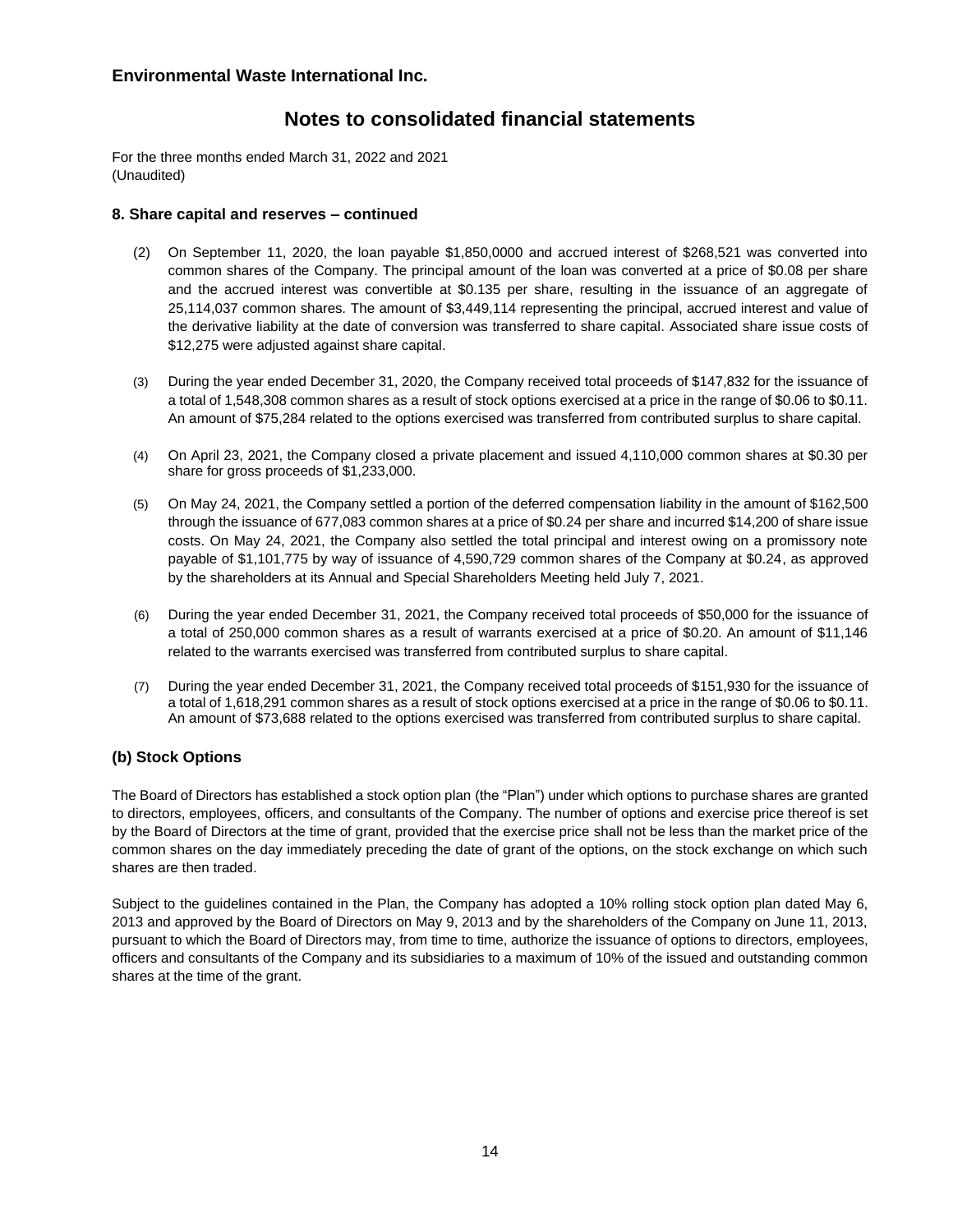# Environmental Waste International Inc.

## Notes to consolidated financial statements

For the three months ended March 31, 2022 and 2021
(Unaudited)

### 8. Share capital and reserves – continued

(2) On September 11, 2020, the loan payable $1,850,0000 and accrued interest of $268,521 was converted into common shares of the Company. The principal amount of the loan was converted at a price of $0.08 per share and the accrued interest was convertible at $0.135 per share, resulting in the issuance of an aggregate of 25,114,037 common shares. The amount of $3,449,114 representing the principal, accrued interest and value of the derivative liability at the date of conversion was transferred to share capital. Associated share issue costs of $12,275 were adjusted against share capital.

(3) During the year ended December 31, 2020, the Company received total proceeds of $147,832 for the issuance of a total of 1,548,308 common shares as a result of stock options exercised at a price in the range of $0.06 to $0.11. An amount of $75,284 related to the options exercised was transferred from contributed surplus to share capital.

(4) On April 23, 2021, the Company closed a private placement and issued 4,110,000 common shares at $0.30 per share for gross proceeds of $1,233,000.

(5) On May 24, 2021, the Company settled a portion of the deferred compensation liability in the amount of $162,500 through the issuance of 677,083 common shares at a price of $0.24 per share and incurred $14,200 of share issue costs. On May 24, 2021, the Company also settled the total principal and interest owing on a promissory note payable of $1,101,775 by way of issuance of 4,590,729 common shares of the Company at $0.24, as approved by the shareholders at its Annual and Special Shareholders Meeting held July 7, 2021.

(6) During the year ended December 31, 2021, the Company received total proceeds of $50,000 for the issuance of a total of 250,000 common shares as a result of warrants exercised at a price of $0.20. An amount of $11,146 related to the warrants exercised was transferred from contributed surplus to share capital.

(7) During the year ended December 31, 2021, the Company received total proceeds of $151,930 for the issuance of a total of 1,618,291 common shares as a result of stock options exercised at a price in the range of $0.06 to $0.11. An amount of $73,688 related to the options exercised was transferred from contributed surplus to share capital.

### (b) Stock Options

The Board of Directors has established a stock option plan (the "Plan") under which options to purchase shares are granted to directors, employees, officers, and consultants of the Company. The number of options and exercise price thereof is set by the Board of Directors at the time of grant, provided that the exercise price shall not be less than the market price of the common shares on the day immediately preceding the date of grant of the options, on the stock exchange on which such shares are then traded.

Subject to the guidelines contained in the Plan, the Company has adopted a 10% rolling stock option plan dated May 6, 2013 and approved by the Board of Directors on May 9, 2013 and by the shareholders of the Company on June 11, 2013, pursuant to which the Board of Directors may, from time to time, authorize the issuance of options to directors, employees, officers and consultants of the Company and its subsidiaries to a maximum of 10% of the issued and outstanding common shares at the time of the grant.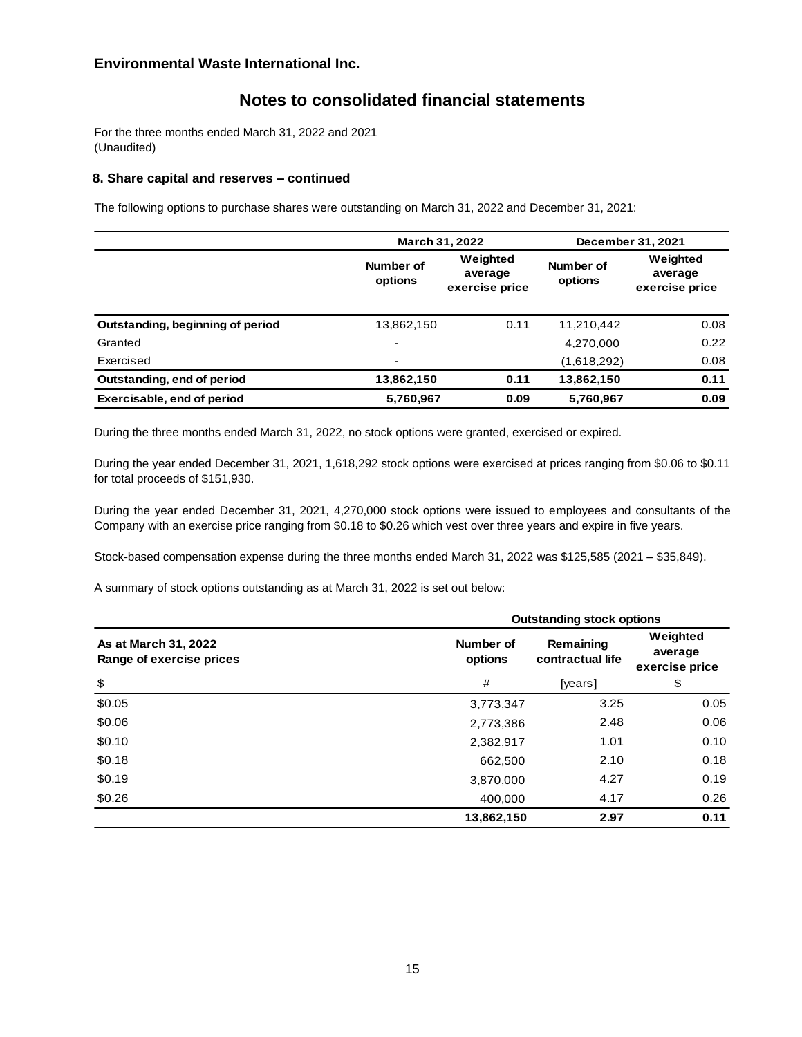**Environmental Waste International Inc.**

# Notes to consolidated financial statements

For the three months ended March 31, 2022 and 2021
(Unaudited)

### 8. Share capital and reserves – continued

The following options to purchase shares were outstanding on March 31, 2022 and December 31, 2021:

| | March 31, 2022 | | December 31, 2021 | |
|---|---|---|---|---|
| | Number of options | Weighted average exercise price | Number of options | Weighted average exercise price |
| **Outstanding, beginning of period** | 13,862,150 | 0.11 | 11,210,442 | 0.08 |
| Granted | - | | 4,270,000 | 0.22 |
| Exercised | - | | (1,618,292) | 0.08 |
| **Outstanding, end of period** | **13,862,150** | **0.11** | **13,862,150** | **0.11** |
| **Exercisable, end of period** | **5,760,967** | **0.09** | **5,760,967** | **0.09** |

During the three months ended March 31, 2022, no stock options were granted, exercised or expired.

During the year ended December 31, 2021, 1,618,292 stock options were exercised at prices ranging from $0.06 to $0.11 for total proceeds of $151,930.

During the year ended December 31, 2021, 4,270,000 stock options were issued to employees and consultants of the Company with an exercise price ranging from $0.18 to $0.26 which vest over three years and expire in five years.

Stock-based compensation expense during the three months ended March 31, 2022 was $125,585 (2021 – $35,849).

A summary of stock options outstanding as at March 31, 2022 is set out below:

| | Outstanding stock options | | |
|---|---|---|---|
| **As at March 31, 2022**<br>**Range of exercise prices** | Number of options | Remaining contractual life | Weighted average exercise price |
| $ | # | [years] | $ |
| $0.05 | 3,773,347 | 3.25 | 0.05 |
| $0.06 | 2,773,386 | 2.48 | 0.06 |
| $0.10 | 2,382,917 | 1.01 | 0.10 |
| $0.18 | 662,500 | 2.10 | 0.18 |
| $0.19 | 3,870,000 | 4.27 | 0.19 |
| $0.26 | 400,000 | 4.17 | 0.26 |
| | **13,862,150** | **2.97** | **0.11** |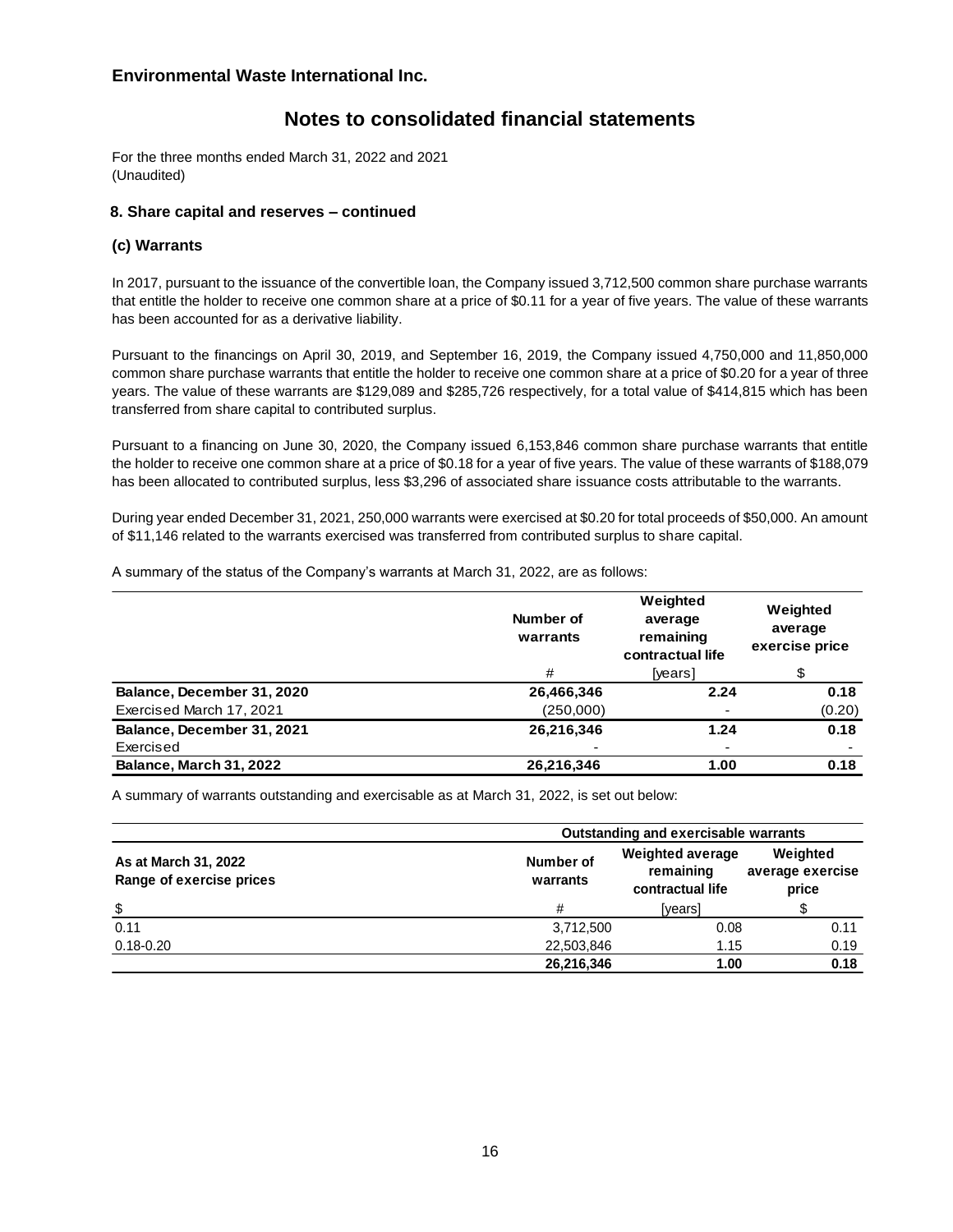**Environmental Waste International Inc.**

# Notes to consolidated financial statements

For the three months ended March 31, 2022 and 2021
(Unaudited)

### 8. Share capital and reserves – continued

### (c) Warrants

In 2017, pursuant to the issuance of the convertible loan, the Company issued 3,712,500 common share purchase warrants that entitle the holder to receive one common share at a price of $0.11 for a year of five years. The value of these warrants has been accounted for as a derivative liability.

Pursuant to the financings on April 30, 2019, and September 16, 2019, the Company issued 4,750,000 and 11,850,000 common share purchase warrants that entitle the holder to receive one common share at a price of $0.20 for a year of three years. The value of these warrants are $129,089 and $285,726 respectively, for a total value of $414,815 which has been transferred from share capital to contributed surplus.

Pursuant to a financing on June 30, 2020, the Company issued 6,153,846 common share purchase warrants that entitle the holder to receive one common share at a price of $0.18 for a year of five years. The value of these warrants of $188,079 has been allocated to contributed surplus, less $3,296 of associated share issuance costs attributable to the warrants.

During year ended December 31, 2021, 250,000 warrants were exercised at $0.20 for total proceeds of $50,000. An amount of $11,146 related to the warrants exercised was transferred from contributed surplus to share capital.

A summary of the status of the Company's warrants at March 31, 2022, are as follows:

| | Number of warrants | Weighted average remaining contractual life | Weighted average exercise price |
|---|---|---|---|
| | # | [years] | $ |
| **Balance, December 31, 2020** | **26,466,346** | **2.24** | **0.18** |
| Exercised March 17, 2021 | (250,000) | - | (0.20) |
| **Balance, December 31, 2021** | **26,216,346** | **1.24** | **0.18** |
| Exercised | - | - | - |
| **Balance, March 31, 2022** | **26,216,346** | **1.00** | **0.18** |

A summary of warrants outstanding and exercisable as at March 31, 2022, is set out below:

| | Outstanding and exercisable warrants | | |
|---|---|---|---|
| **As at March 31, 2022 Range of exercise prices** | **Number of warrants** | **Weighted average remaining contractual life** | **Weighted average exercise price** |
| $ | # | [years] | $ |
| 0.11 | 3,712,500 | 0.08 | 0.11 |
| 0.18-0.20 | 22,503,846 | 1.15 | 0.19 |
| | **26,216,346** | **1.00** | **0.18** |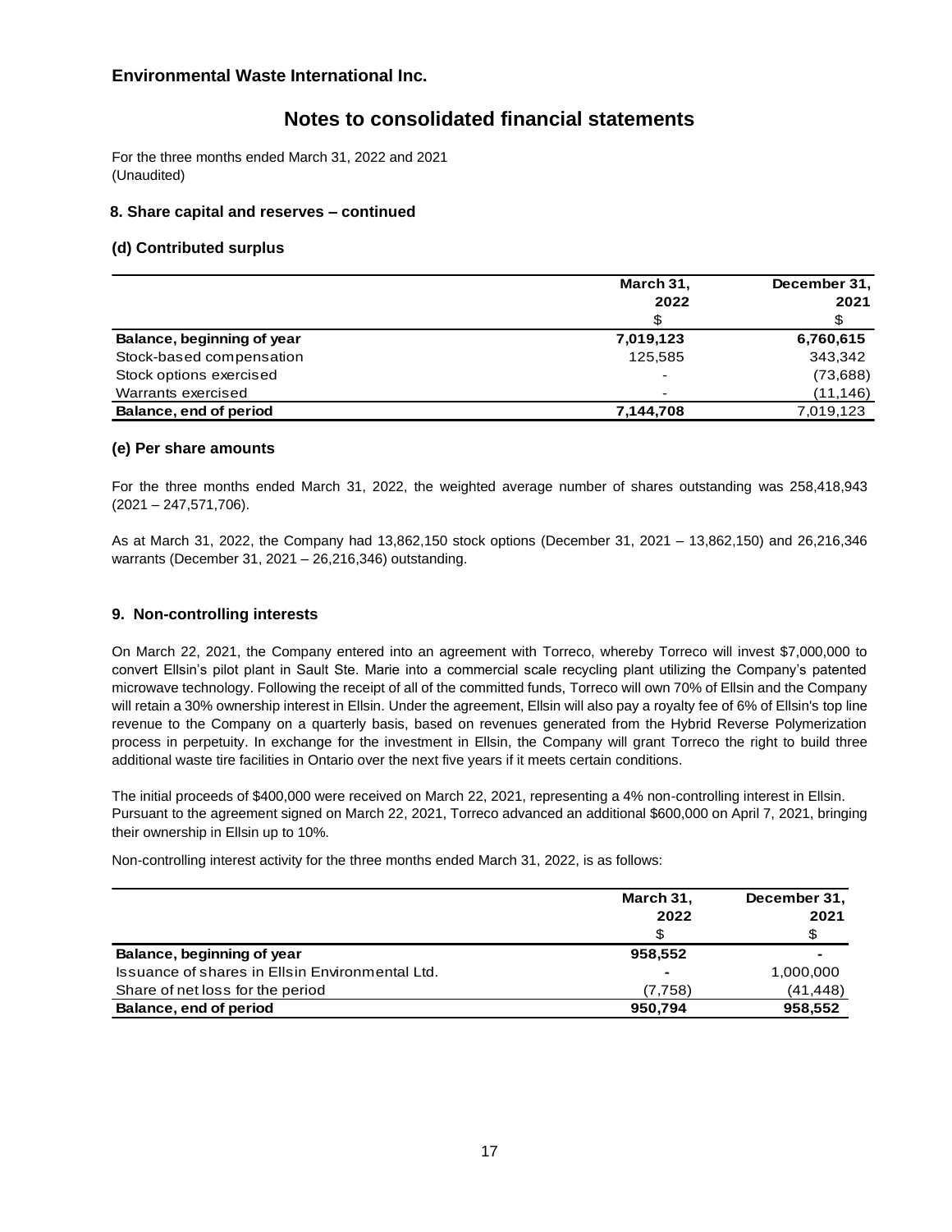## Environmental Waste International Inc.

# Notes to consolidated financial statements

For the three months ended March 31, 2022 and 2021
(Unaudited)

### 8. Share capital and reserves – continued

### (d) Contributed surplus

| | March 31, 2022 | December 31, 2021 |
|---|---|---|
| | $ | $ |
| **Balance, beginning of year** | **7,019,123** | **6,760,615** |
| Stock-based compensation | 125,585 | 343,342 |
| Stock options exercised | - | (73,688) |
| Warrants exercised | - | (11,146) |
| **Balance, end of period** | **7,144,708** | 7,019,123 |

### (e) Per share amounts

For the three months ended March 31, 2022, the weighted average number of shares outstanding was 258,418,943 (2021 – 247,571,706).

As at March 31, 2022, the Company had 13,862,150 stock options (December 31, 2021 – 13,862,150) and 26,216,346 warrants (December 31, 2021 – 26,216,346) outstanding.

### 9. Non-controlling interests

On March 22, 2021, the Company entered into an agreement with Torreco, whereby Torreco will invest $7,000,000 to convert Ellsin's pilot plant in Sault Ste. Marie into a commercial scale recycling plant utilizing the Company's patented microwave technology. Following the receipt of all of the committed funds, Torreco will own 70% of Ellsin and the Company will retain a 30% ownership interest in Ellsin. Under the agreement, Ellsin will also pay a royalty fee of 6% of Ellsin's top line revenue to the Company on a quarterly basis, based on revenues generated from the Hybrid Reverse Polymerization process in perpetuity. In exchange for the investment in Ellsin, the Company will grant Torreco the right to build three additional waste tire facilities in Ontario over the next five years if it meets certain conditions.

The initial proceeds of $400,000 were received on March 22, 2021, representing a 4% non-controlling interest in Ellsin. Pursuant to the agreement signed on March 22, 2021, Torreco advanced an additional $600,000 on April 7, 2021, bringing their ownership in Ellsin up to 10%.

Non-controlling interest activity for the three months ended March 31, 2022, is as follows:

| | March 31, 2022 | December 31, 2021 |
|---|---|---|
| | $ | $ |
| **Balance, beginning of year** | **958,552** | - |
| Issuance of shares in Ellsin Environmental Ltd. | - | 1,000,000 |
| Share of net loss for the period | (7,758) | (41,448) |
| **Balance, end of period** | **950,794** | **958,552** |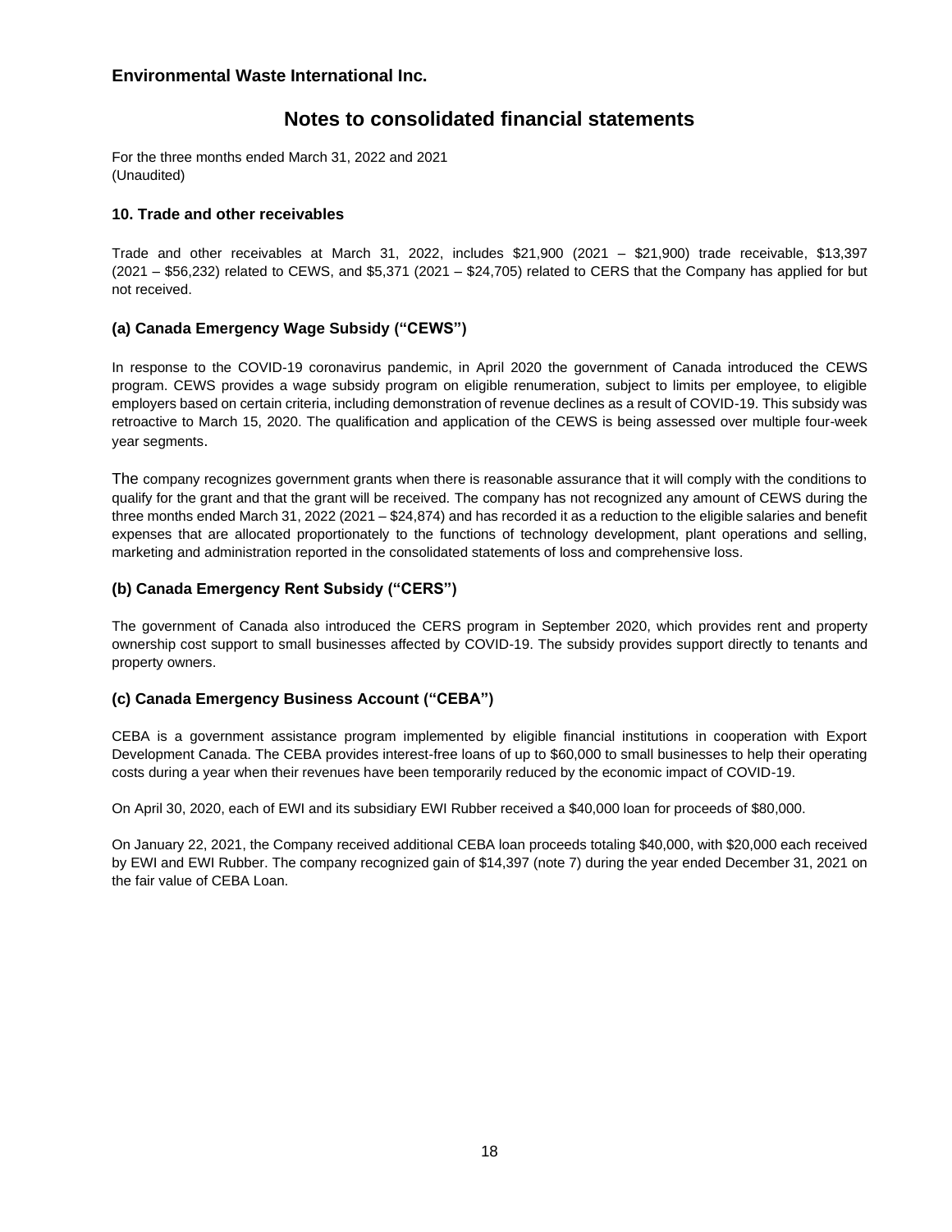**Environmental Waste International Inc.**

# Notes to consolidated financial statements

For the three months ended March 31, 2022 and 2021
(Unaudited)

### 10. Trade and other receivables

Trade and other receivables at March 31, 2022, includes $21,900 (2021 – $21,900) trade receivable, $13,397 (2021 – $56,232) related to CEWS, and $5,371 (2021 – $24,705) related to CERS that the Company has applied for but not received.

### (a) Canada Emergency Wage Subsidy ("CEWS")

In response to the COVID-19 coronavirus pandemic, in April 2020 the government of Canada introduced the CEWS program. CEWS provides a wage subsidy program on eligible renumeration, subject to limits per employee, to eligible employers based on certain criteria, including demonstration of revenue declines as a result of COVID-19. This subsidy was retroactive to March 15, 2020. The qualification and application of the CEWS is being assessed over multiple four-week year segments.

The company recognizes government grants when there is reasonable assurance that it will comply with the conditions to qualify for the grant and that the grant will be received. The company has not recognized any amount of CEWS during the three months ended March 31, 2022 (2021 – $24,874) and has recorded it as a reduction to the eligible salaries and benefit expenses that are allocated proportionately to the functions of technology development, plant operations and selling, marketing and administration reported in the consolidated statements of loss and comprehensive loss.

### (b) Canada Emergency Rent Subsidy ("CERS")

The government of Canada also introduced the CERS program in September 2020, which provides rent and property ownership cost support to small businesses affected by COVID-19. The subsidy provides support directly to tenants and property owners.

### (c) Canada Emergency Business Account ("CEBA")

CEBA is a government assistance program implemented by eligible financial institutions in cooperation with Export Development Canada. The CEBA provides interest-free loans of up to $60,000 to small businesses to help their operating costs during a year when their revenues have been temporarily reduced by the economic impact of COVID-19.

On April 30, 2020, each of EWI and its subsidiary EWI Rubber received a $40,000 loan for proceeds of $80,000.

On January 22, 2021, the Company received additional CEBA loan proceeds totaling $40,000, with $20,000 each received by EWI and EWI Rubber. The company recognized gain of $14,397 (note 7) during the year ended December 31, 2021 on the fair value of CEBA Loan.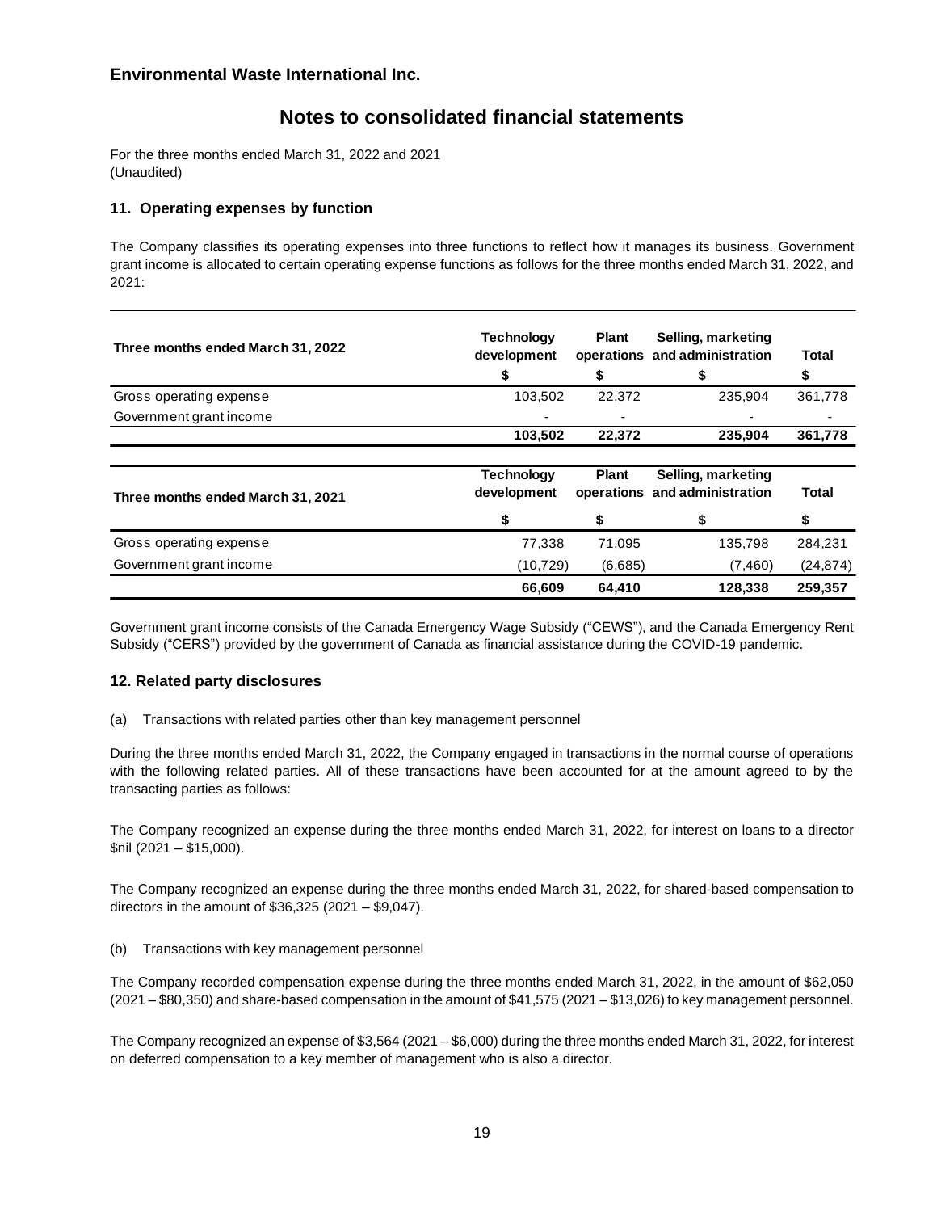# Environmental Waste International Inc.

## Notes to consolidated financial statements

For the three months ended March 31, 2022 and 2021
(Unaudited)

### 11. Operating expenses by function

The Company classifies its operating expenses into three functions to reflect how it manages its business. Government grant income is allocated to certain operating expense functions as follows for the three months ended March 31, 2022, and 2021:

| Three months ended March 31, 2022 | Technology development | Plant operations | Selling, marketing and administration | Total |
|---|---|---|---|---|
| | $ | $ | $ | $ |
| Gross operating expense | 103,502 | 22,372 | 235,904 | 361,778 |
| Government grant income | - | - | - | - |
| | **103,502** | **22,372** | **235,904** | **361,778** |

| Three months ended March 31, 2021 | Technology development | Plant operations | Selling, marketing and administration | Total |
|---|---|---|---|---|
| | $ | $ | $ | $ |
| Gross operating expense | 77,338 | 71,095 | 135,798 | 284,231 |
| Government grant income | (10,729) | (6,685) | (7,460) | (24,874) |
| | **66,609** | **64,410** | **128,338** | **259,357** |

Government grant income consists of the Canada Emergency Wage Subsidy ("CEWS"), and the Canada Emergency Rent Subsidy ("CERS") provided by the government of Canada as financial assistance during the COVID-19 pandemic.

### 12. Related party disclosures

(a) Transactions with related parties other than key management personnel

During the three months ended March 31, 2022, the Company engaged in transactions in the normal course of operations with the following related parties. All of these transactions have been accounted for at the amount agreed to by the transacting parties as follows:

The Company recognized an expense during the three months ended March 31, 2022, for interest on loans to a director $nil (2021 – $15,000).

The Company recognized an expense during the three months ended March 31, 2022, for shared-based compensation to directors in the amount of $36,325 (2021 – $9,047).

(b) Transactions with key management personnel

The Company recorded compensation expense during the three months ended March 31, 2022, in the amount of $62,050 (2021 – $80,350) and share-based compensation in the amount of $41,575 (2021 – $13,026) to key management personnel.

The Company recognized an expense of $3,564 (2021 – $6,000) during the three months ended March 31, 2022, for interest on deferred compensation to a key member of management who is also a director.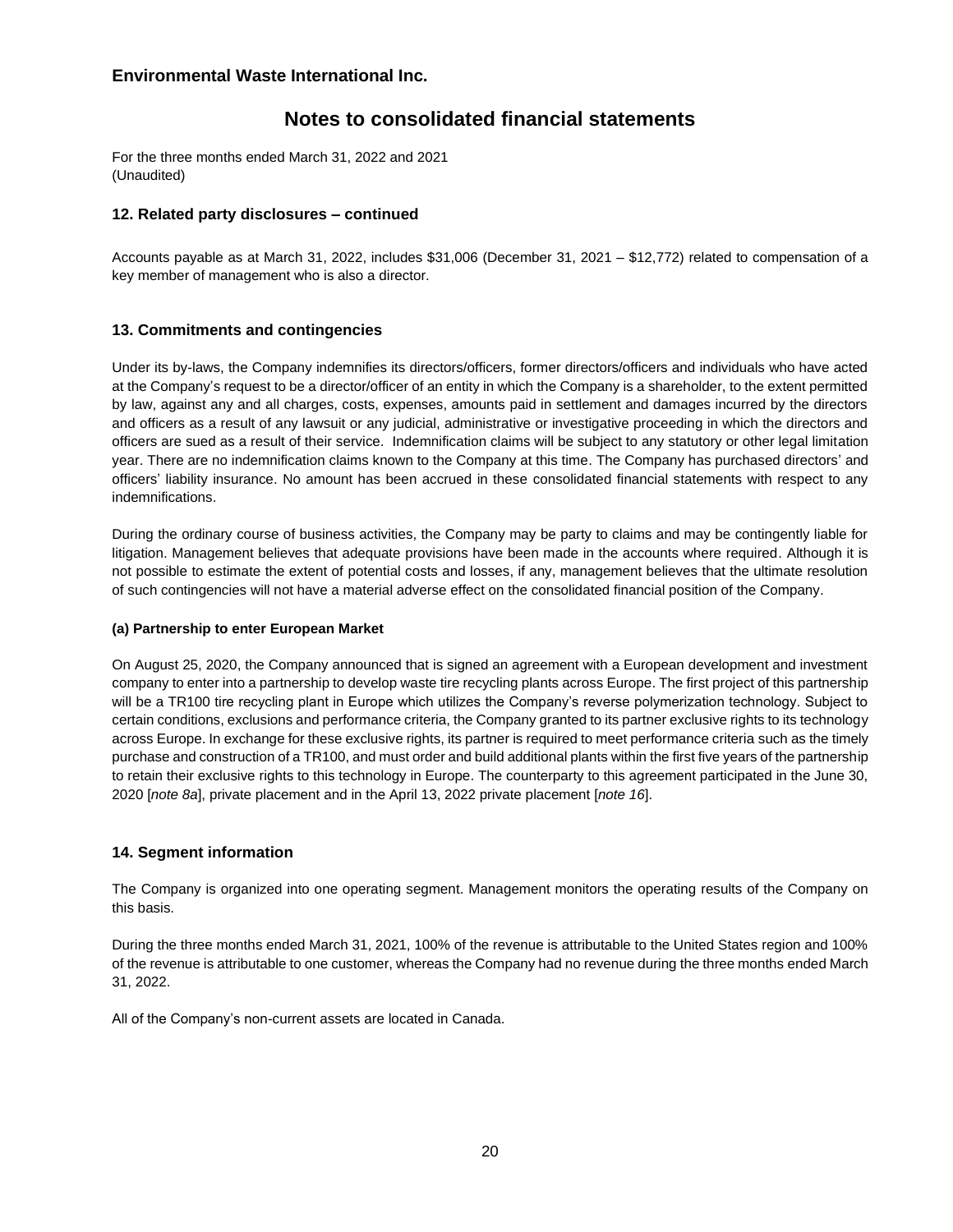## Environmental Waste International Inc.

# Notes to consolidated financial statements

For the three months ended March 31, 2022 and 2021
(Unaudited)

### 12. Related party disclosures – continued

Accounts payable as at March 31, 2022, includes $31,006 (December 31, 2021 – $12,772) related to compensation of a key member of management who is also a director.

### 13. Commitments and contingencies

Under its by-laws, the Company indemnifies its directors/officers, former directors/officers and individuals who have acted at the Company's request to be a director/officer of an entity in which the Company is a shareholder, to the extent permitted by law, against any and all charges, costs, expenses, amounts paid in settlement and damages incurred by the directors and officers as a result of any lawsuit or any judicial, administrative or investigative proceeding in which the directors and officers are sued as a result of their service. Indemnification claims will be subject to any statutory or other legal limitation year. There are no indemnification claims known to the Company at this time. The Company has purchased directors' and officers' liability insurance. No amount has been accrued in these consolidated financial statements with respect to any indemnifications.

During the ordinary course of business activities, the Company may be party to claims and may be contingently liable for litigation. Management believes that adequate provisions have been made in the accounts where required. Although it is not possible to estimate the extent of potential costs and losses, if any, management believes that the ultimate resolution of such contingencies will not have a material adverse effect on the consolidated financial position of the Company.

#### (a) Partnership to enter European Market

On August 25, 2020, the Company announced that is signed an agreement with a European development and investment company to enter into a partnership to develop waste tire recycling plants across Europe. The first project of this partnership will be a TR100 tire recycling plant in Europe which utilizes the Company's reverse polymerization technology. Subject to certain conditions, exclusions and performance criteria, the Company granted to its partner exclusive rights to its technology across Europe. In exchange for these exclusive rights, its partner is required to meet performance criteria such as the timely purchase and construction of a TR100, and must order and build additional plants within the first five years of the partnership to retain their exclusive rights to this technology in Europe. The counterparty to this agreement participated in the June 30, 2020 [*note 8a*], private placement and in the April 13, 2022 private placement [*note 16*].

### 14. Segment information

The Company is organized into one operating segment. Management monitors the operating results of the Company on this basis.

During the three months ended March 31, 2021, 100% of the revenue is attributable to the United States region and 100% of the revenue is attributable to one customer, whereas the Company had no revenue during the three months ended March 31, 2022.

All of the Company's non-current assets are located in Canada.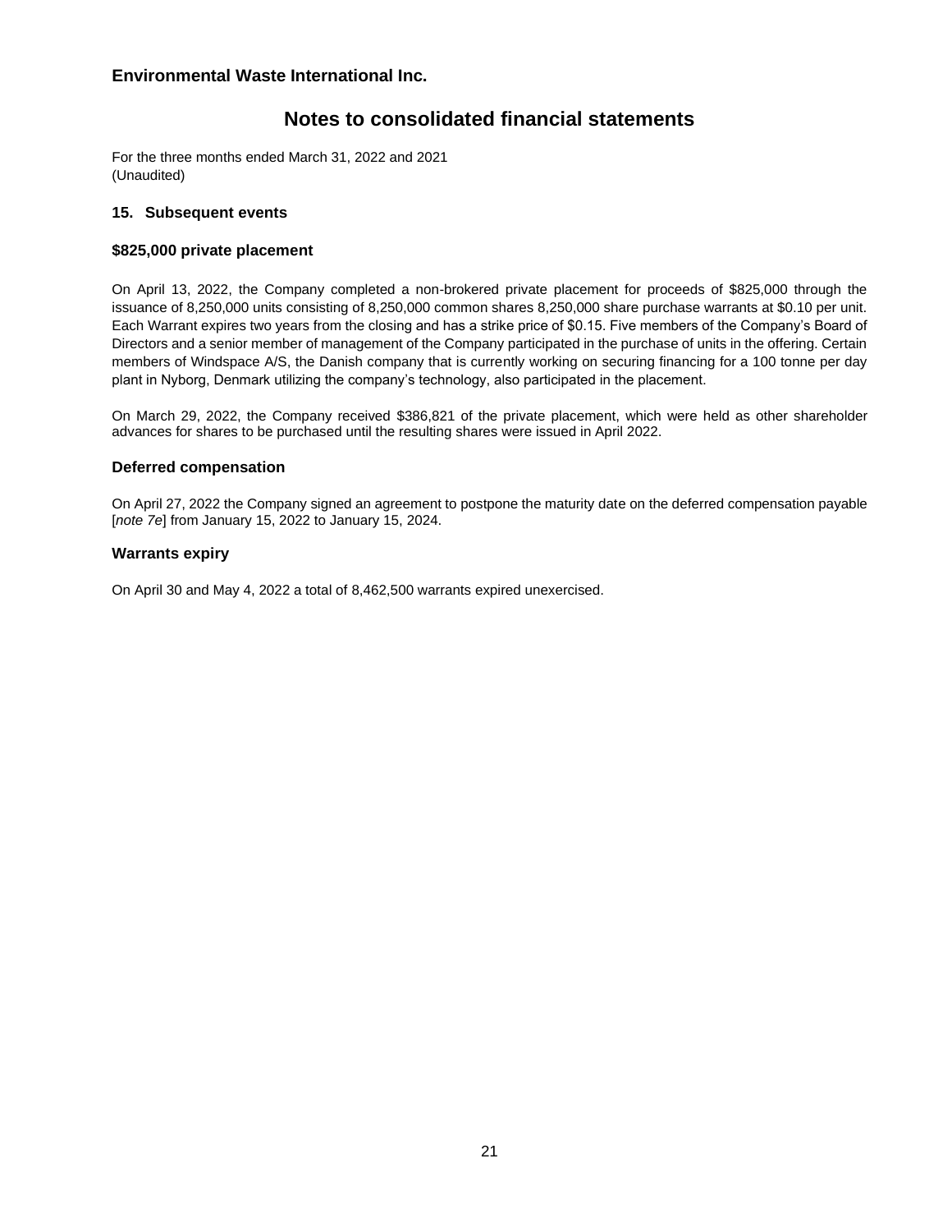## Environmental Waste International Inc.

# Notes to consolidated financial statements

For the three months ended March 31, 2022 and 2021
(Unaudited)

### 15. Subsequent events

#### $825,000 private placement

On April 13, 2022, the Company completed a non-brokered private placement for proceeds of $825,000 through the issuance of 8,250,000 units consisting of 8,250,000 common shares 8,250,000 share purchase warrants at $0.10 per unit. Each Warrant expires two years from the closing and has a strike price of $0.15. Five members of the Company's Board of Directors and a senior member of management of the Company participated in the purchase of units in the offering. Certain members of Windspace A/S, the Danish company that is currently working on securing financing for a 100 tonne per day plant in Nyborg, Denmark utilizing the company's technology, also participated in the placement.

On March 29, 2022, the Company received $386,821 of the private placement, which were held as other shareholder advances for shares to be purchased until the resulting shares were issued in April 2022.

#### Deferred compensation

On April 27, 2022 the Company signed an agreement to postpone the maturity date on the deferred compensation payable [*note 7e*] from January 15, 2022 to January 15, 2024.

#### Warrants expiry

On April 30 and May 4, 2022 a total of 8,462,500 warrants expired unexercised.